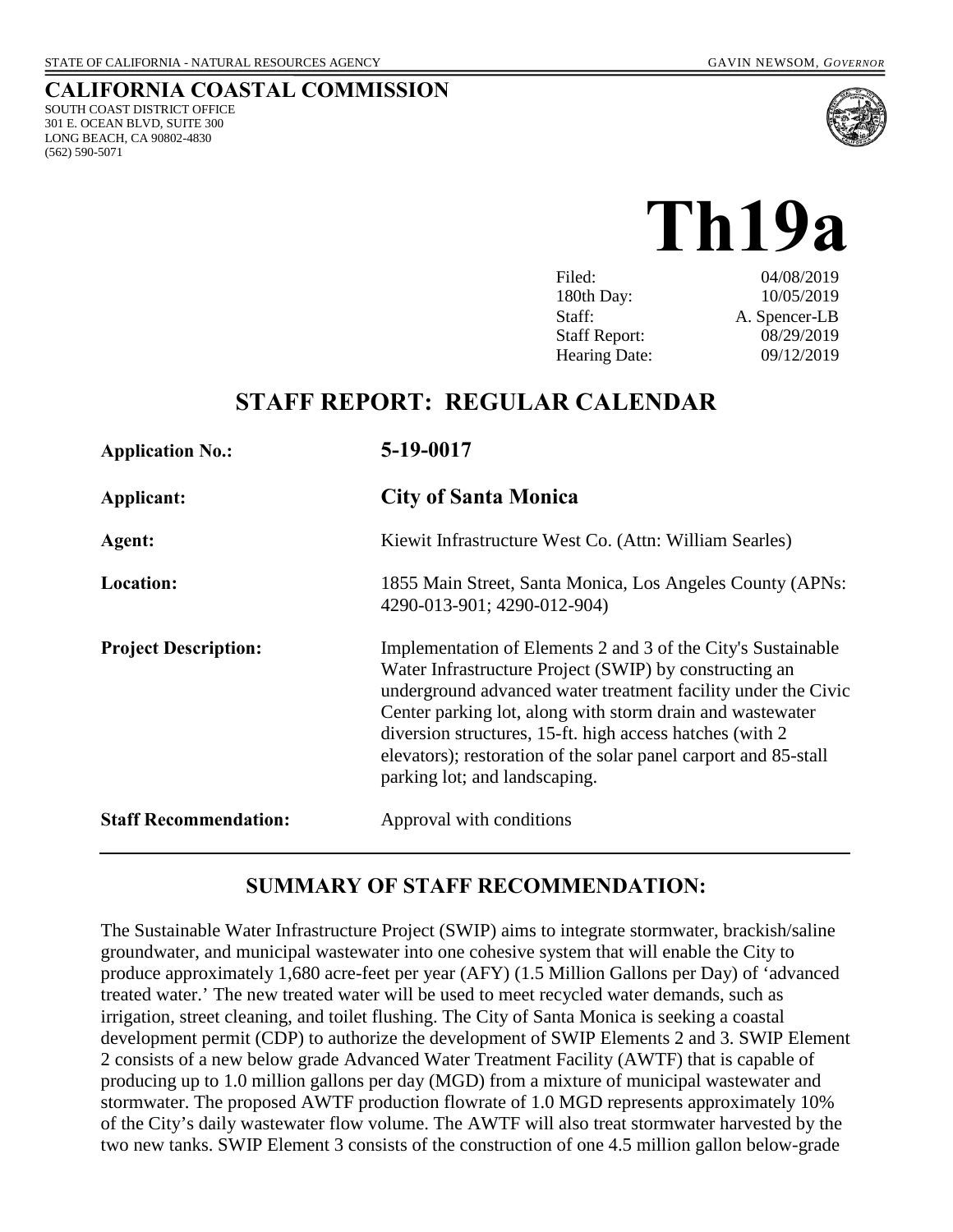STATE OF CALIFORNIA - NATURAL RESOURCES AGENCY GAVIN NEWSOM, *GOVERNOR*

# CALIFORNIA COASTAL COMMISSION

SOUTH COAST DISTRICT OFFICE
301 E. OCEAN BLVD, SUITE 300
LONG BEACH, CA 90802-4830
(562) 590-5071

# Th19a

| | |
|---|---|
| Filed: | 04/08/2019 |
| 180th Day: | 10/05/2019 |
| Staff: | A. Spencer-LB |
| Staff Report: | 08/29/2019 |
| Hearing Date: | 09/12/2019 |

## STAFF REPORT: REGULAR CALENDAR

| | |
|---|---|
| **Application No.:** | **5-19-0017** |
| **Applicant:** | **City of Santa Monica** |
| **Agent:** | Kiewit Infrastructure West Co. (Attn: William Searles) |
| **Location:** | 1855 Main Street, Santa Monica, Los Angeles County (APNs: 4290-013-901; 4290-012-904) |
| **Project Description:** | Implementation of Elements 2 and 3 of the City's Sustainable Water Infrastructure Project (SWIP) by constructing an underground advanced water treatment facility under the Civic Center parking lot, along with storm drain and wastewater diversion structures, 15-ft. high access hatches (with 2 elevators); restoration of the solar panel carport and 85-stall parking lot; and landscaping. |
| **Staff Recommendation:** | Approval with conditions |

## SUMMARY OF STAFF RECOMMENDATION:

The Sustainable Water Infrastructure Project (SWIP) aims to integrate stormwater, brackish/saline groundwater, and municipal wastewater into one cohesive system that will enable the City to produce approximately 1,680 acre-feet per year (AFY) (1.5 Million Gallons per Day) of 'advanced treated water.' The new treated water will be used to meet recycled water demands, such as irrigation, street cleaning, and toilet flushing. The City of Santa Monica is seeking a coastal development permit (CDP) to authorize the development of SWIP Elements 2 and 3. SWIP Element 2 consists of a new below grade Advanced Water Treatment Facility (AWTF) that is capable of producing up to 1.0 million gallons per day (MGD) from a mixture of municipal wastewater and stormwater. The proposed AWTF production flowrate of 1.0 MGD represents approximately 10% of the City's daily wastewater flow volume. The AWTF will also treat stormwater harvested by the two new tanks. SWIP Element 3 consists of the construction of one 4.5 million gallon below-grade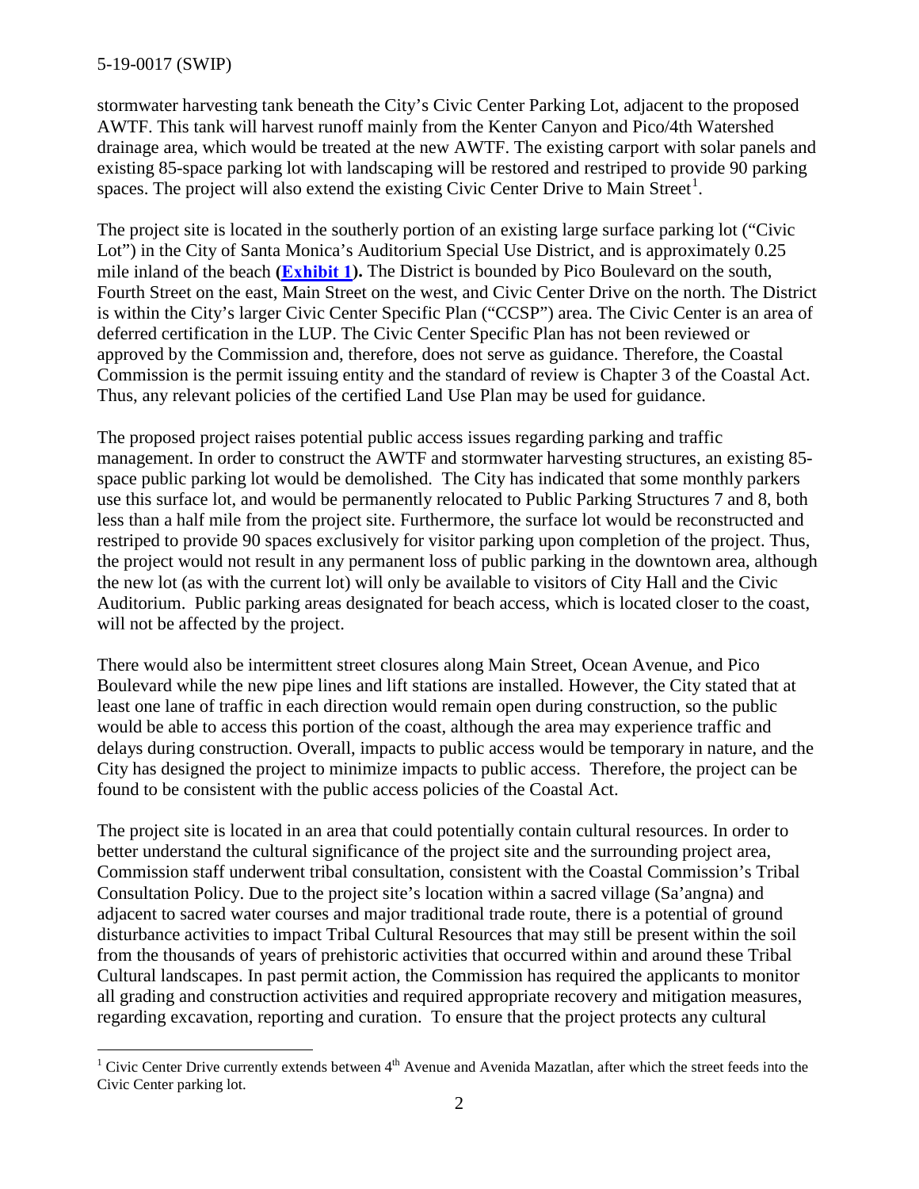stormwater harvesting tank beneath the City's Civic Center Parking Lot, adjacent to the proposed AWTF. This tank will harvest runoff mainly from the Kenter Canyon and Pico/4th Watershed drainage area, which would be treated at the new AWTF. The existing carport with solar panels and existing 85-space parking lot with landscaping will be restored and restriped to provide 90 parking spaces. The project will also extend the existing Civic Center Drive to Main Street[1].

The project site is located in the southerly portion of an existing large surface parking lot ("Civic Lot") in the City of Santa Monica's Auditorium Special Use District, and is approximately 0.25 mile inland of the beach (**Exhibit 1**). The District is bounded by Pico Boulevard on the south, Fourth Street on the east, Main Street on the west, and Civic Center Drive on the north. The District is within the City's larger Civic Center Specific Plan ("CCSP") area. The Civic Center is an area of deferred certification in the LUP. The Civic Center Specific Plan has not been reviewed or approved by the Commission and, therefore, does not serve as guidance. Therefore, the Coastal Commission is the permit issuing entity and the standard of review is Chapter 3 of the Coastal Act. Thus, any relevant policies of the certified Land Use Plan may be used for guidance.

The proposed project raises potential public access issues regarding parking and traffic management. In order to construct the AWTF and stormwater harvesting structures, an existing 85-space public parking lot would be demolished. The City has indicated that some monthly parkers use this surface lot, and would be permanently relocated to Public Parking Structures 7 and 8, both less than a half mile from the project site. Furthermore, the surface lot would be reconstructed and restriped to provide 90 spaces exclusively for visitor parking upon completion of the project. Thus, the project would not result in any permanent loss of public parking in the downtown area, although the new lot (as with the current lot) will only be available to visitors of City Hall and the Civic Auditorium. Public parking areas designated for beach access, which is located closer to the coast, will not be affected by the project.

There would also be intermittent street closures along Main Street, Ocean Avenue, and Pico Boulevard while the new pipe lines and lift stations are installed. However, the City stated that at least one lane of traffic in each direction would remain open during construction, so the public would be able to access this portion of the coast, although the area may experience traffic and delays during construction. Overall, impacts to public access would be temporary in nature, and the City has designed the project to minimize impacts to public access. Therefore, the project can be found to be consistent with the public access policies of the Coastal Act.

The project site is located in an area that could potentially contain cultural resources. In order to better understand the cultural significance of the project site and the surrounding project area, Commission staff underwent tribal consultation, consistent with the Coastal Commission's Tribal Consultation Policy. Due to the project site's location within a sacred village (Sa'angna) and adjacent to sacred water courses and major traditional trade route, there is a potential of ground disturbance activities to impact Tribal Cultural Resources that may still be present within the soil from the thousands of years of prehistoric activities that occurred within and around these Tribal Cultural landscapes. In past permit action, the Commission has required the applicants to monitor all grading and construction activities and required appropriate recovery and mitigation measures, regarding excavation, reporting and curation. To ensure that the project protects any cultural

---

[1] Civic Center Drive currently extends between 4th Avenue and Avenida Mazatlan, after which the street feeds into the Civic Center parking lot.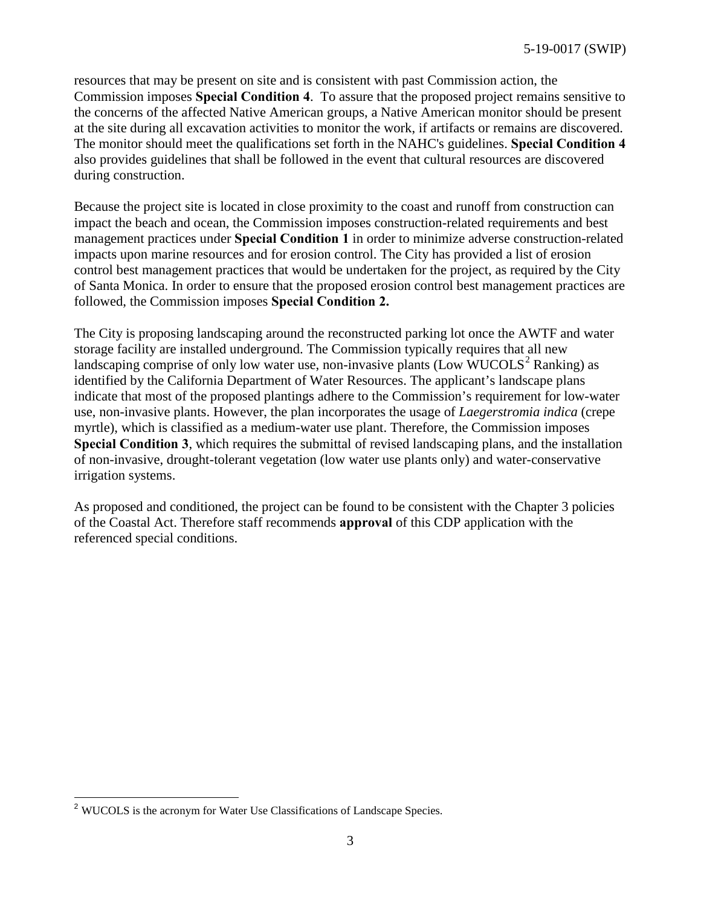resources that may be present on site and is consistent with past Commission action, the Commission imposes **Special Condition 4**. To assure that the proposed project remains sensitive to the concerns of the affected Native American groups, a Native American monitor should be present at the site during all excavation activities to monitor the work, if artifacts or remains are discovered. The monitor should meet the qualifications set forth in the NAHC's guidelines. **Special Condition 4** also provides guidelines that shall be followed in the event that cultural resources are discovered during construction.

Because the project site is located in close proximity to the coast and runoff from construction can impact the beach and ocean, the Commission imposes construction-related requirements and best management practices under **Special Condition 1** in order to minimize adverse construction-related impacts upon marine resources and for erosion control. The City has provided a list of erosion control best management practices that would be undertaken for the project, as required by the City of Santa Monica. In order to ensure that the proposed erosion control best management practices are followed, the Commission imposes **Special Condition 2.**

The City is proposing landscaping around the reconstructed parking lot once the AWTF and water storage facility are installed underground. The Commission typically requires that all new landscaping comprise of only low water use, non-invasive plants (Low WUCOLS[2] Ranking) as identified by the California Department of Water Resources. The applicant's landscape plans indicate that most of the proposed plantings adhere to the Commission's requirement for low-water use, non-invasive plants. However, the plan incorporates the usage of *Laegerstromia indica* (crepe myrtle), which is classified as a medium-water use plant. Therefore, the Commission imposes **Special Condition 3**, which requires the submittal of revised landscaping plans, and the installation of non-invasive, drought-tolerant vegetation (low water use plants only) and water-conservative irrigation systems.

As proposed and conditioned, the project can be found to be consistent with the Chapter 3 policies of the Coastal Act. Therefore staff recommends **approval** of this CDP application with the referenced special conditions.

[2] WUCOLS is the acronym for Water Use Classifications of Landscape Species.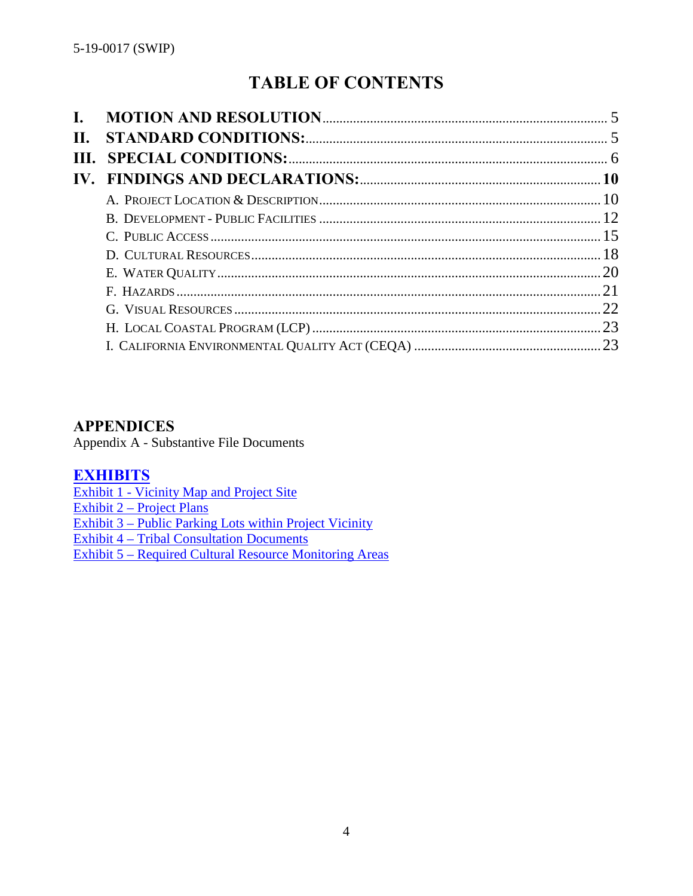# TABLE OF CONTENTS

**I. MOTION AND RESOLUTION** .......... 5
**II. STANDARD CONDITIONS:** .......... 5
**III. SPECIAL CONDITIONS:** .......... 6
**IV. FINDINGS AND DECLARATIONS:** .......... **10**

- A. PROJECT LOCATION & DESCRIPTION .......... 10
- B. DEVELOPMENT - PUBLIC FACILITIES .......... 12
- C. PUBLIC ACCESS .......... 15
- D. CULTURAL RESOURCES .......... 18
- E. WATER QUALITY .......... 20
- F. HAZARDS .......... 21
- G. VISUAL RESOURCES .......... 22
- H. LOCAL COASTAL PROGRAM (LCP) .......... 23
- I. CALIFORNIA ENVIRONMENTAL QUALITY ACT (CEQA) .......... 23

## APPENDICES

Appendix A - Substantive File Documents

## EXHIBITS

Exhibit 1 - Vicinity Map and Project Site
Exhibit 2 – Project Plans
Exhibit 3 – Public Parking Lots within Project Vicinity
Exhibit 4 – Tribal Consultation Documents
Exhibit 5 – Required Cultural Resource Monitoring Areas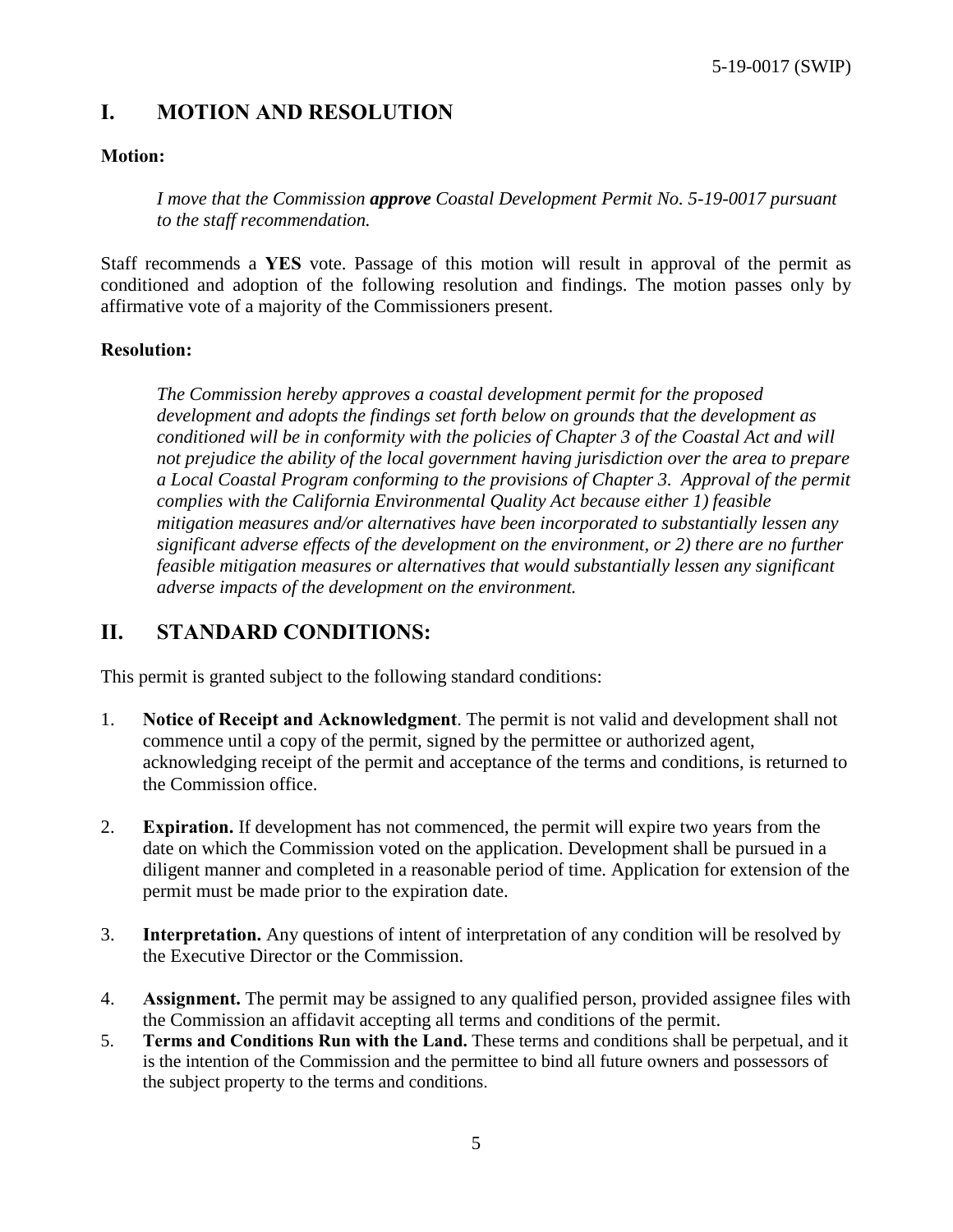## I. MOTION AND RESOLUTION

**Motion:**

*I move that the Commission **approve** Coastal Development Permit No. 5-19-0017 pursuant to the staff recommendation.*

Staff recommends a **YES** vote. Passage of this motion will result in approval of the permit as conditioned and adoption of the following resolution and findings. The motion passes only by affirmative vote of a majority of the Commissioners present.

**Resolution:**

*The Commission hereby approves a coastal development permit for the proposed development and adopts the findings set forth below on grounds that the development as conditioned will be in conformity with the policies of Chapter 3 of the Coastal Act and will not prejudice the ability of the local government having jurisdiction over the area to prepare a Local Coastal Program conforming to the provisions of Chapter 3. Approval of the permit complies with the California Environmental Quality Act because either 1) feasible mitigation measures and/or alternatives have been incorporated to substantially lessen any significant adverse effects of the development on the environment, or 2) there are no further feasible mitigation measures or alternatives that would substantially lessen any significant adverse impacts of the development on the environment.*

## II. STANDARD CONDITIONS:

This permit is granted subject to the following standard conditions:

1. **Notice of Receipt and Acknowledgment**. The permit is not valid and development shall not commence until a copy of the permit, signed by the permittee or authorized agent, acknowledging receipt of the permit and acceptance of the terms and conditions, is returned to the Commission office.

2. **Expiration.** If development has not commenced, the permit will expire two years from the date on which the Commission voted on the application. Development shall be pursued in a diligent manner and completed in a reasonable period of time. Application for extension of the permit must be made prior to the expiration date.

3. **Interpretation.** Any questions of intent of interpretation of any condition will be resolved by the Executive Director or the Commission.

4. **Assignment.** The permit may be assigned to any qualified person, provided assignee files with the Commission an affidavit accepting all terms and conditions of the permit.

5. **Terms and Conditions Run with the Land.** These terms and conditions shall be perpetual, and it is the intention of the Commission and the permittee to bind all future owners and possessors of the subject property to the terms and conditions.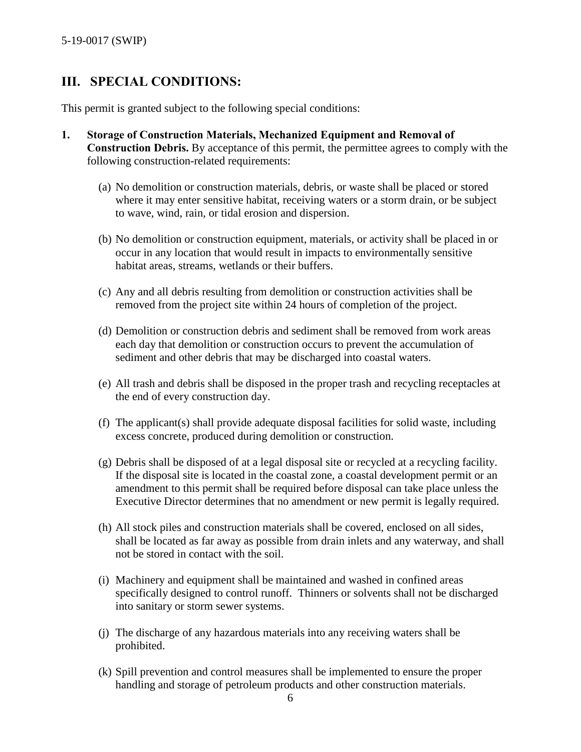## III. SPECIAL CONDITIONS:

This permit is granted subject to the following special conditions:

1. **Storage of Construction Materials, Mechanized Equipment and Removal of Construction Debris.** By acceptance of this permit, the permittee agrees to comply with the following construction-related requirements:

   (a) No demolition or construction materials, debris, or waste shall be placed or stored where it may enter sensitive habitat, receiving waters or a storm drain, or be subject to wave, wind, rain, or tidal erosion and dispersion.

   (b) No demolition or construction equipment, materials, or activity shall be placed in or occur in any location that would result in impacts to environmentally sensitive habitat areas, streams, wetlands or their buffers.

   (c) Any and all debris resulting from demolition or construction activities shall be removed from the project site within 24 hours of completion of the project.

   (d) Demolition or construction debris and sediment shall be removed from work areas each day that demolition or construction occurs to prevent the accumulation of sediment and other debris that may be discharged into coastal waters.

   (e) All trash and debris shall be disposed in the proper trash and recycling receptacles at the end of every construction day.

   (f) The applicant(s) shall provide adequate disposal facilities for solid waste, including excess concrete, produced during demolition or construction.

   (g) Debris shall be disposed of at a legal disposal site or recycled at a recycling facility. If the disposal site is located in the coastal zone, a coastal development permit or an amendment to this permit shall be required before disposal can take place unless the Executive Director determines that no amendment or new permit is legally required.

   (h) All stock piles and construction materials shall be covered, enclosed on all sides, shall be located as far away as possible from drain inlets and any waterway, and shall not be stored in contact with the soil.

   (i) Machinery and equipment shall be maintained and washed in confined areas specifically designed to control runoff. Thinners or solvents shall not be discharged into sanitary or storm sewer systems.

   (j) The discharge of any hazardous materials into any receiving waters shall be prohibited.

   (k) Spill prevention and control measures shall be implemented to ensure the proper handling and storage of petroleum products and other construction materials.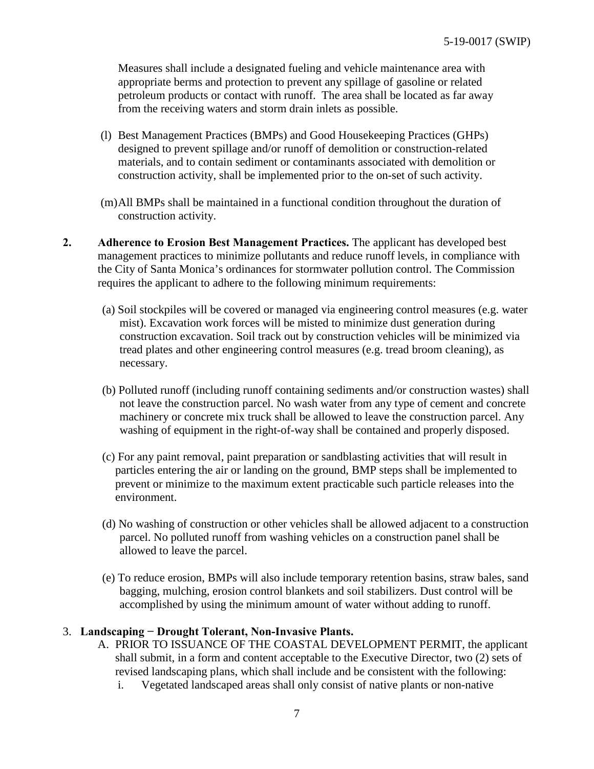Measures shall include a designated fueling and vehicle maintenance area with appropriate berms and protection to prevent any spillage of gasoline or related petroleum products or contact with runoff. The area shall be located as far away from the receiving waters and storm drain inlets as possible.

(l) Best Management Practices (BMPs) and Good Housekeeping Practices (GHPs) designed to prevent spillage and/or runoff of demolition or construction-related materials, and to contain sediment or contaminants associated with demolition or construction activity, shall be implemented prior to the on-set of such activity.

(m) All BMPs shall be maintained in a functional condition throughout the duration of construction activity.

**2. Adherence to Erosion Best Management Practices.** The applicant has developed best management practices to minimize pollutants and reduce runoff levels, in compliance with the City of Santa Monica's ordinances for stormwater pollution control. The Commission requires the applicant to adhere to the following minimum requirements:

(a) Soil stockpiles will be covered or managed via engineering control measures (e.g. water mist). Excavation work forces will be misted to minimize dust generation during construction excavation. Soil track out by construction vehicles will be minimized via tread plates and other engineering control measures (e.g. tread broom cleaning), as necessary.

(b) Polluted runoff (including runoff containing sediments and/or construction wastes) shall not leave the construction parcel. No wash water from any type of cement and concrete machinery or concrete mix truck shall be allowed to leave the construction parcel. Any washing of equipment in the right-of-way shall be contained and properly disposed.

(c) For any paint removal, paint preparation or sandblasting activities that will result in particles entering the air or landing on the ground, BMP steps shall be implemented to prevent or minimize to the maximum extent practicable such particle releases into the environment.

(d) No washing of construction or other vehicles shall be allowed adjacent to a construction parcel. No polluted runoff from washing vehicles on a construction panel shall be allowed to leave the parcel.

(e) To reduce erosion, BMPs will also include temporary retention basins, straw bales, sand bagging, mulching, erosion control blankets and soil stabilizers. Dust control will be accomplished by using the minimum amount of water without adding to runoff.

3. **Landscaping − Drought Tolerant, Non-Invasive Plants.**

A. PRIOR TO ISSUANCE OF THE COASTAL DEVELOPMENT PERMIT, the applicant shall submit, in a form and content acceptable to the Executive Director, two (2) sets of revised landscaping plans, which shall include and be consistent with the following:

i. Vegetated landscaped areas shall only consist of native plants or non-native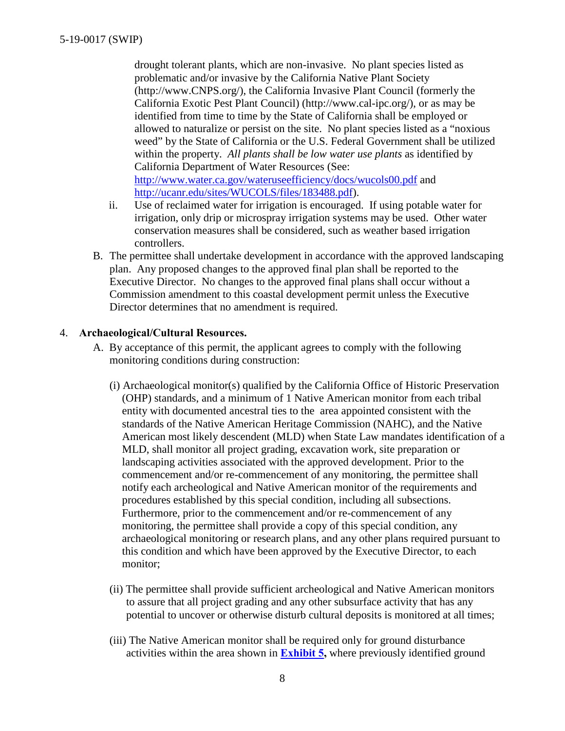drought tolerant plants, which are non-invasive. No plant species listed as problematic and/or invasive by the California Native Plant Society (http://www.CNPS.org/), the California Invasive Plant Council (formerly the California Exotic Pest Plant Council) (http://www.cal-ipc.org/), or as may be identified from time to time by the State of California shall be employed or allowed to naturalize or persist on the site. No plant species listed as a "noxious weed" by the State of California or the U.S. Federal Government shall be utilized within the property. *All plants shall be low water use plants* as identified by California Department of Water Resources (See: http://www.water.ca.gov/wateruseefficiency/docs/wucols00.pdf and http://ucanr.edu/sites/WUCOLS/files/183488.pdf).

ii. Use of reclaimed water for irrigation is encouraged. If using potable water for irrigation, only drip or microspray irrigation systems may be used. Other water conservation measures shall be considered, such as weather based irrigation controllers.

B. The permittee shall undertake development in accordance with the approved landscaping plan. Any proposed changes to the approved final plan shall be reported to the Executive Director. No changes to the approved final plans shall occur without a Commission amendment to this coastal development permit unless the Executive Director determines that no amendment is required.

4. **Archaeological/Cultural Resources.**

A. By acceptance of this permit, the applicant agrees to comply with the following monitoring conditions during construction:

(i) Archaeological monitor(s) qualified by the California Office of Historic Preservation (OHP) standards, and a minimum of 1 Native American monitor from each tribal entity with documented ancestral ties to the area appointed consistent with the standards of the Native American Heritage Commission (NAHC), and the Native American most likely descendent (MLD) when State Law mandates identification of a MLD, shall monitor all project grading, excavation work, site preparation or landscaping activities associated with the approved development. Prior to the commencement and/or re-commencement of any monitoring, the permittee shall notify each archeological and Native American monitor of the requirements and procedures established by this special condition, including all subsections. Furthermore, prior to the commencement and/or re-commencement of any monitoring, the permittee shall provide a copy of this special condition, any archaeological monitoring or research plans, and any other plans required pursuant to this condition and which have been approved by the Executive Director, to each monitor;

(ii) The permittee shall provide sufficient archeological and Native American monitors to assure that all project grading and any other subsurface activity that has any potential to uncover or otherwise disturb cultural deposits is monitored at all times;

(iii) The Native American monitor shall be required only for ground disturbance activities within the area shown in **Exhibit 5,** where previously identified ground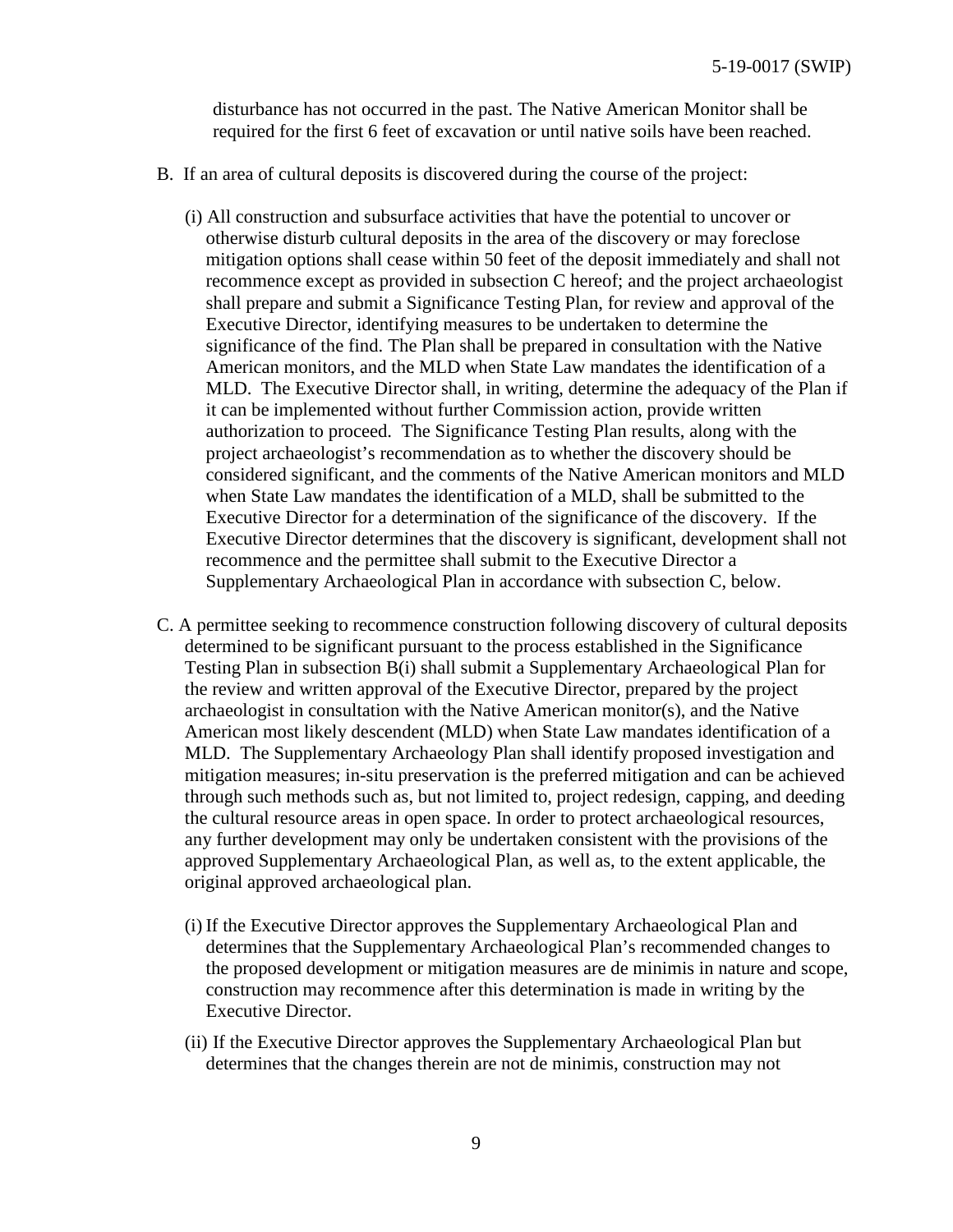disturbance has not occurred in the past. The Native American Monitor shall be required for the first 6 feet of excavation or until native soils have been reached.

B. If an area of cultural deposits is discovered during the course of the project:

(i) All construction and subsurface activities that have the potential to uncover or otherwise disturb cultural deposits in the area of the discovery or may foreclose mitigation options shall cease within 50 feet of the deposit immediately and shall not recommence except as provided in subsection C hereof; and the project archaeologist shall prepare and submit a Significance Testing Plan, for review and approval of the Executive Director, identifying measures to be undertaken to determine the significance of the find. The Plan shall be prepared in consultation with the Native American monitors, and the MLD when State Law mandates the identification of a MLD. The Executive Director shall, in writing, determine the adequacy of the Plan if it can be implemented without further Commission action, provide written authorization to proceed. The Significance Testing Plan results, along with the project archaeologist's recommendation as to whether the discovery should be considered significant, and the comments of the Native American monitors and MLD when State Law mandates the identification of a MLD, shall be submitted to the Executive Director for a determination of the significance of the discovery. If the Executive Director determines that the discovery is significant, development shall not recommence and the permittee shall submit to the Executive Director a Supplementary Archaeological Plan in accordance with subsection C, below.

C. A permittee seeking to recommence construction following discovery of cultural deposits determined to be significant pursuant to the process established in the Significance Testing Plan in subsection B(i) shall submit a Supplementary Archaeological Plan for the review and written approval of the Executive Director, prepared by the project archaeologist in consultation with the Native American monitor(s), and the Native American most likely descendent (MLD) when State Law mandates identification of a MLD. The Supplementary Archaeology Plan shall identify proposed investigation and mitigation measures; in-situ preservation is the preferred mitigation and can be achieved through such methods such as, but not limited to, project redesign, capping, and deeding the cultural resource areas in open space. In order to protect archaeological resources, any further development may only be undertaken consistent with the provisions of the approved Supplementary Archaeological Plan, as well as, to the extent applicable, the original approved archaeological plan.

(i) If the Executive Director approves the Supplementary Archaeological Plan and determines that the Supplementary Archaeological Plan's recommended changes to the proposed development or mitigation measures are de minimis in nature and scope, construction may recommence after this determination is made in writing by the Executive Director.

(ii) If the Executive Director approves the Supplementary Archaeological Plan but determines that the changes therein are not de minimis, construction may not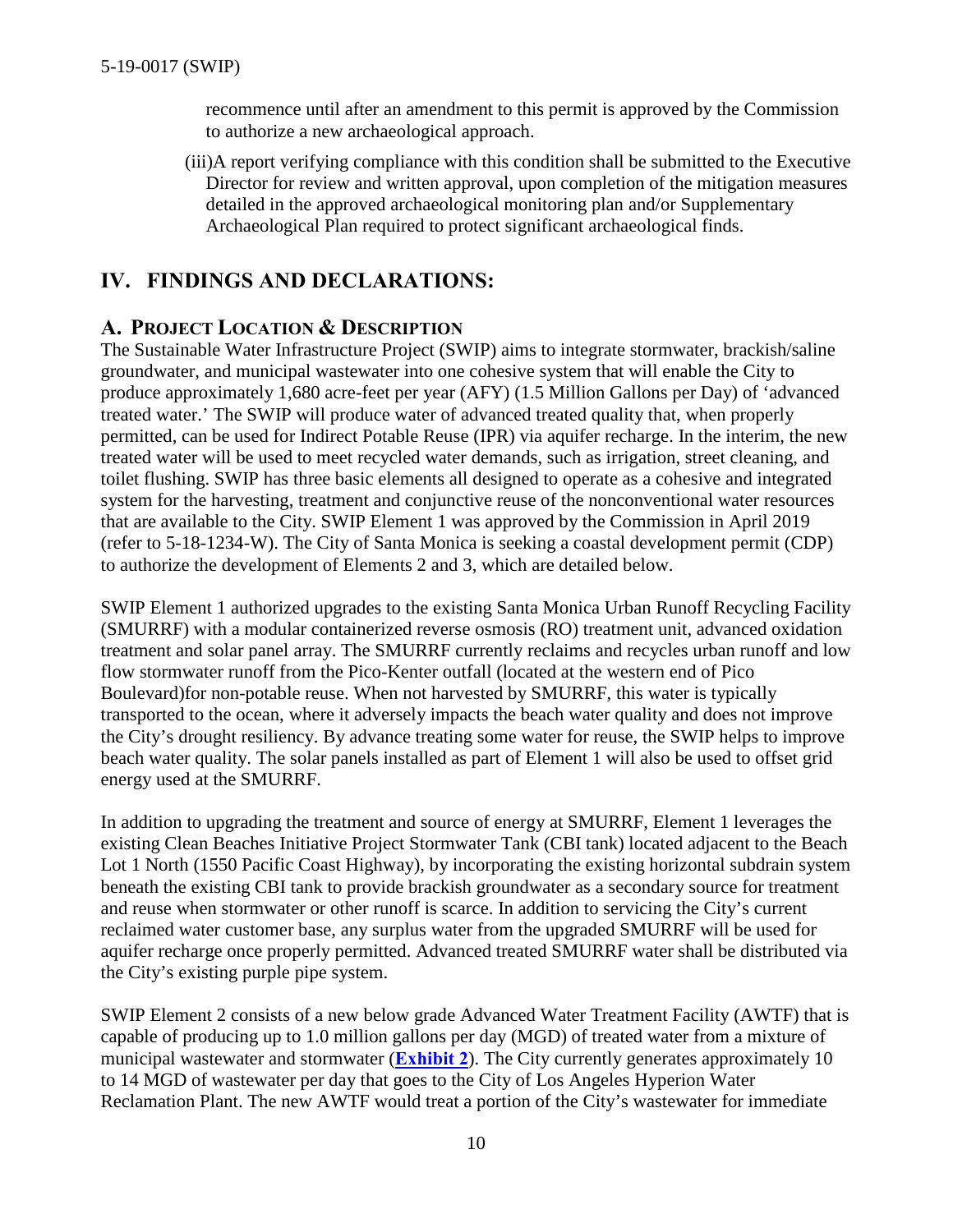recommence until after an amendment to this permit is approved by the Commission to authorize a new archaeological approach.

(iii)A report verifying compliance with this condition shall be submitted to the Executive Director for review and written approval, upon completion of the mitigation measures detailed in the approved archaeological monitoring plan and/or Supplementary Archaeological Plan required to protect significant archaeological finds.

# IV. FINDINGS AND DECLARATIONS:

## A. PROJECT LOCATION & DESCRIPTION

The Sustainable Water Infrastructure Project (SWIP) aims to integrate stormwater, brackish/saline groundwater, and municipal wastewater into one cohesive system that will enable the City to produce approximately 1,680 acre-feet per year (AFY) (1.5 Million Gallons per Day) of 'advanced treated water.' The SWIP will produce water of advanced treated quality that, when properly permitted, can be used for Indirect Potable Reuse (IPR) via aquifer recharge. In the interim, the new treated water will be used to meet recycled water demands, such as irrigation, street cleaning, and toilet flushing. SWIP has three basic elements all designed to operate as a cohesive and integrated system for the harvesting, treatment and conjunctive reuse of the nonconventional water resources that are available to the City. SWIP Element 1 was approved by the Commission in April 2019 (refer to 5-18-1234-W). The City of Santa Monica is seeking a coastal development permit (CDP) to authorize the development of Elements 2 and 3, which are detailed below.

SWIP Element 1 authorized upgrades to the existing Santa Monica Urban Runoff Recycling Facility (SMURRF) with a modular containerized reverse osmosis (RO) treatment unit, advanced oxidation treatment and solar panel array. The SMURRF currently reclaims and recycles urban runoff and low flow stormwater runoff from the Pico-Kenter outfall (located at the western end of Pico Boulevard)for non-potable reuse. When not harvested by SMURRF, this water is typically transported to the ocean, where it adversely impacts the beach water quality and does not improve the City's drought resiliency. By advance treating some water for reuse, the SWIP helps to improve beach water quality. The solar panels installed as part of Element 1 will also be used to offset grid energy used at the SMURRF.

In addition to upgrading the treatment and source of energy at SMURRF, Element 1 leverages the existing Clean Beaches Initiative Project Stormwater Tank (CBI tank) located adjacent to the Beach Lot 1 North (1550 Pacific Coast Highway), by incorporating the existing horizontal subdrain system beneath the existing CBI tank to provide brackish groundwater as a secondary source for treatment and reuse when stormwater or other runoff is scarce. In addition to servicing the City's current reclaimed water customer base, any surplus water from the upgraded SMURRF will be used for aquifer recharge once properly permitted. Advanced treated SMURRF water shall be distributed via the City's existing purple pipe system.

SWIP Element 2 consists of a new below grade Advanced Water Treatment Facility (AWTF) that is capable of producing up to 1.0 million gallons per day (MGD) of treated water from a mixture of municipal wastewater and stormwater (**Exhibit 2**). The City currently generates approximately 10 to 14 MGD of wastewater per day that goes to the City of Los Angeles Hyperion Water Reclamation Plant. The new AWTF would treat a portion of the City's wastewater for immediate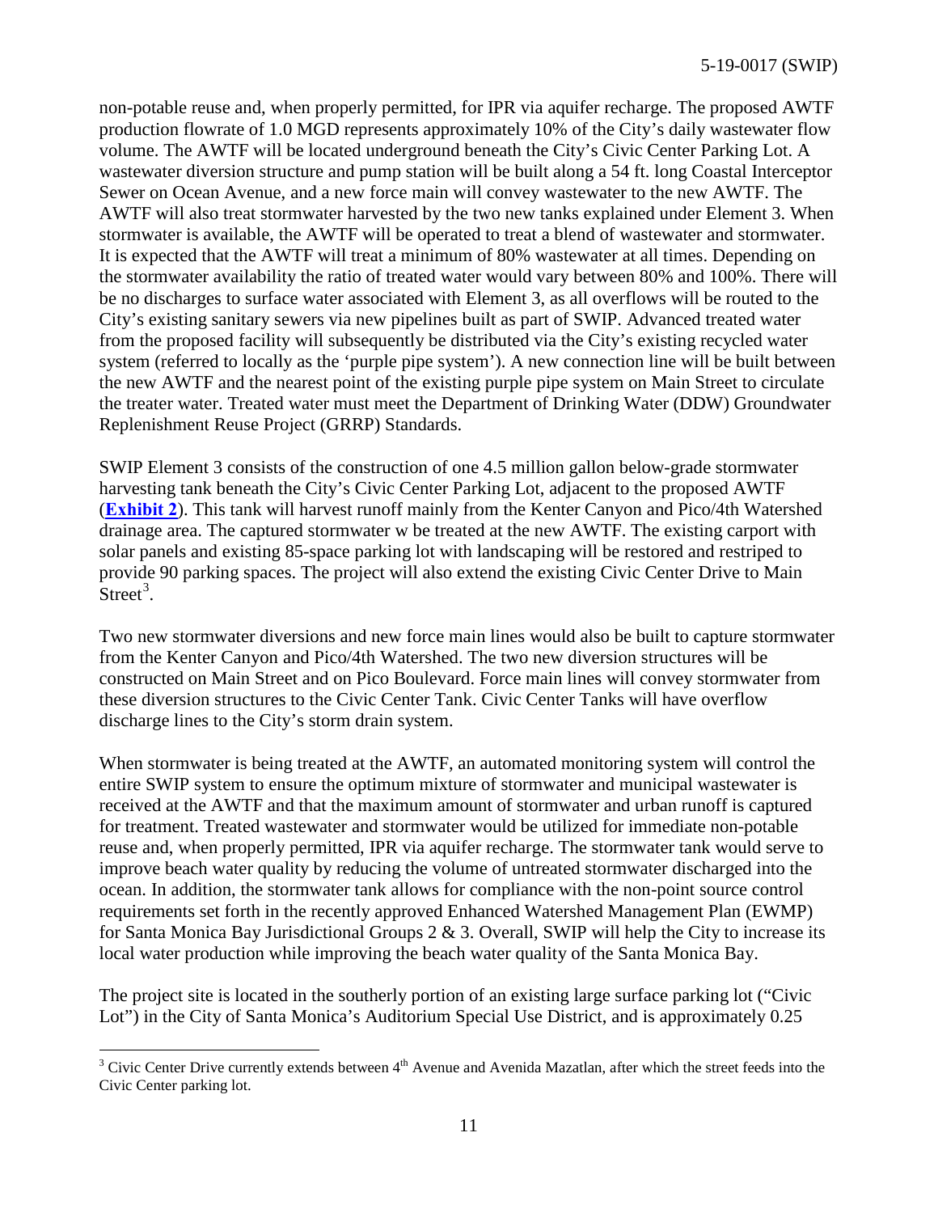non-potable reuse and, when properly permitted, for IPR via aquifer recharge. The proposed AWTF production flowrate of 1.0 MGD represents approximately 10% of the City's daily wastewater flow volume. The AWTF will be located underground beneath the City's Civic Center Parking Lot. A wastewater diversion structure and pump station will be built along a 54 ft. long Coastal Interceptor Sewer on Ocean Avenue, and a new force main will convey wastewater to the new AWTF. The AWTF will also treat stormwater harvested by the two new tanks explained under Element 3. When stormwater is available, the AWTF will be operated to treat a blend of wastewater and stormwater. It is expected that the AWTF will treat a minimum of 80% wastewater at all times. Depending on the stormwater availability the ratio of treated water would vary between 80% and 100%. There will be no discharges to surface water associated with Element 3, as all overflows will be routed to the City's existing sanitary sewers via new pipelines built as part of SWIP. Advanced treated water from the proposed facility will subsequently be distributed via the City's existing recycled water system (referred to locally as the 'purple pipe system'). A new connection line will be built between the new AWTF and the nearest point of the existing purple pipe system on Main Street to circulate the treater water. Treated water must meet the Department of Drinking Water (DDW) Groundwater Replenishment Reuse Project (GRRP) Standards.

SWIP Element 3 consists of the construction of one 4.5 million gallon below-grade stormwater harvesting tank beneath the City's Civic Center Parking Lot, adjacent to the proposed AWTF (**Exhibit 2**). This tank will harvest runoff mainly from the Kenter Canyon and Pico/4th Watershed drainage area. The captured stormwater w be treated at the new AWTF. The existing carport with solar panels and existing 85-space parking lot with landscaping will be restored and restriped to provide 90 parking spaces. The project will also extend the existing Civic Center Drive to Main Street[3].

Two new stormwater diversions and new force main lines would also be built to capture stormwater from the Kenter Canyon and Pico/4th Watershed. The two new diversion structures will be constructed on Main Street and on Pico Boulevard. Force main lines will convey stormwater from these diversion structures to the Civic Center Tank. Civic Center Tanks will have overflow discharge lines to the City's storm drain system.

When stormwater is being treated at the AWTF, an automated monitoring system will control the entire SWIP system to ensure the optimum mixture of stormwater and municipal wastewater is received at the AWTF and that the maximum amount of stormwater and urban runoff is captured for treatment. Treated wastewater and stormwater would be utilized for immediate non-potable reuse and, when properly permitted, IPR via aquifer recharge. The stormwater tank would serve to improve beach water quality by reducing the volume of untreated stormwater discharged into the ocean. In addition, the stormwater tank allows for compliance with the non-point source control requirements set forth in the recently approved Enhanced Watershed Management Plan (EWMP) for Santa Monica Bay Jurisdictional Groups 2 & 3. Overall, SWIP will help the City to increase its local water production while improving the beach water quality of the Santa Monica Bay.

The project site is located in the southerly portion of an existing large surface parking lot ("Civic Lot") in the City of Santa Monica's Auditorium Special Use District, and is approximately 0.25

---

[3] Civic Center Drive currently extends between 4th Avenue and Avenida Mazatlan, after which the street feeds into the Civic Center parking lot.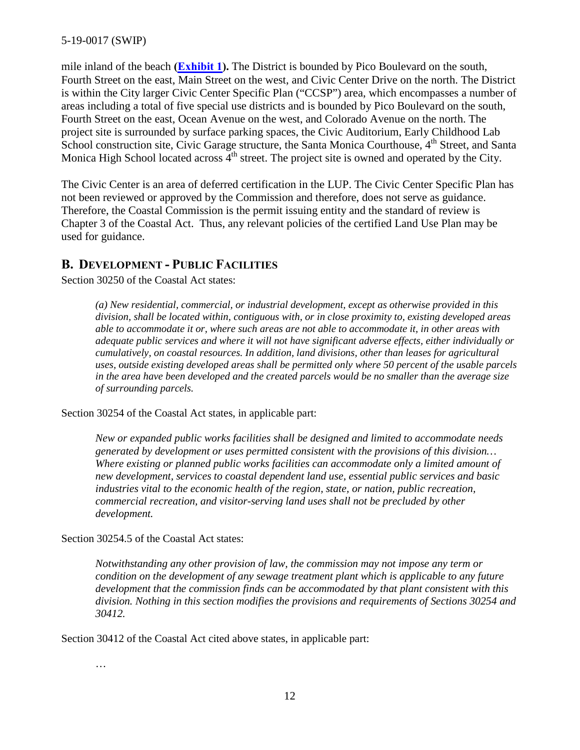mile inland of the beach (**[Exhibit 1](#)**). The District is bounded by Pico Boulevard on the south, Fourth Street on the east, Main Street on the west, and Civic Center Drive on the north. The District is within the City larger Civic Center Specific Plan ("CCSP") area, which encompasses a number of areas including a total of five special use districts and is bounded by Pico Boulevard on the south, Fourth Street on the east, Ocean Avenue on the west, and Colorado Avenue on the north. The project site is surrounded by surface parking spaces, the Civic Auditorium, Early Childhood Lab School construction site, Civic Garage structure, the Santa Monica Courthouse, 4th Street, and Santa Monica High School located across 4th street. The project site is owned and operated by the City.

The Civic Center is an area of deferred certification in the LUP. The Civic Center Specific Plan has not been reviewed or approved by the Commission and therefore, does not serve as guidance. Therefore, the Coastal Commission is the permit issuing entity and the standard of review is Chapter 3 of the Coastal Act. Thus, any relevant policies of the certified Land Use Plan may be used for guidance.

## B. DEVELOPMENT - PUBLIC FACILITIES

Section 30250 of the Coastal Act states:

> *(a) New residential, commercial, or industrial development, except as otherwise provided in this division, shall be located within, contiguous with, or in close proximity to, existing developed areas able to accommodate it or, where such areas are not able to accommodate it, in other areas with adequate public services and where it will not have significant adverse effects, either individually or cumulatively, on coastal resources. In addition, land divisions, other than leases for agricultural uses, outside existing developed areas shall be permitted only where 50 percent of the usable parcels in the area have been developed and the created parcels would be no smaller than the average size of surrounding parcels.*

Section 30254 of the Coastal Act states, in applicable part:

> *New or expanded public works facilities shall be designed and limited to accommodate needs generated by development or uses permitted consistent with the provisions of this division… Where existing or planned public works facilities can accommodate only a limited amount of new development, services to coastal dependent land use, essential public services and basic industries vital to the economic health of the region, state, or nation, public recreation, commercial recreation, and visitor-serving land uses shall not be precluded by other development.*

Section 30254.5 of the Coastal Act states:

> *Notwithstanding any other provision of law, the commission may not impose any term or condition on the development of any sewage treatment plant which is applicable to any future development that the commission finds can be accommodated by that plant consistent with this division. Nothing in this section modifies the provisions and requirements of Sections 30254 and 30412.*

Section 30412 of the Coastal Act cited above states, in applicable part:

> …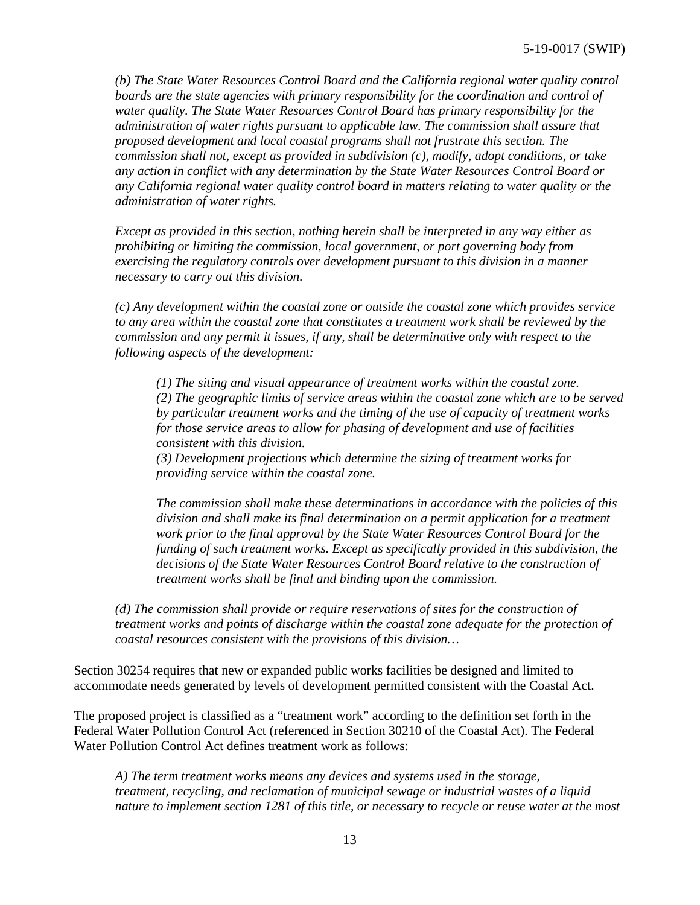*(b) The State Water Resources Control Board and the California regional water quality control boards are the state agencies with primary responsibility for the coordination and control of water quality. The State Water Resources Control Board has primary responsibility for the administration of water rights pursuant to applicable law. The commission shall assure that proposed development and local coastal programs shall not frustrate this section. The commission shall not, except as provided in subdivision (c), modify, adopt conditions, or take any action in conflict with any determination by the State Water Resources Control Board or any California regional water quality control board in matters relating to water quality or the administration of water rights.*

*Except as provided in this section, nothing herein shall be interpreted in any way either as prohibiting or limiting the commission, local government, or port governing body from exercising the regulatory controls over development pursuant to this division in a manner necessary to carry out this division.*

*(c) Any development within the coastal zone or outside the coastal zone which provides service to any area within the coastal zone that constitutes a treatment work shall be reviewed by the commission and any permit it issues, if any, shall be determinative only with respect to the following aspects of the development:*

> *(1) The siting and visual appearance of treatment works within the coastal zone.*
> *(2) The geographic limits of service areas within the coastal zone which are to be served by particular treatment works and the timing of the use of capacity of treatment works for those service areas to allow for phasing of development and use of facilities consistent with this division.*
> *(3) Development projections which determine the sizing of treatment works for providing service within the coastal zone.*
>
> *The commission shall make these determinations in accordance with the policies of this division and shall make its final determination on a permit application for a treatment work prior to the final approval by the State Water Resources Control Board for the funding of such treatment works. Except as specifically provided in this subdivision, the decisions of the State Water Resources Control Board relative to the construction of treatment works shall be final and binding upon the commission.*

*(d) The commission shall provide or require reservations of sites for the construction of treatment works and points of discharge within the coastal zone adequate for the protection of coastal resources consistent with the provisions of this division…*

Section 30254 requires that new or expanded public works facilities be designed and limited to accommodate needs generated by levels of development permitted consistent with the Coastal Act.

The proposed project is classified as a "treatment work" according to the definition set forth in the Federal Water Pollution Control Act (referenced in Section 30210 of the Coastal Act). The Federal Water Pollution Control Act defines treatment work as follows:

*A) The term treatment works means any devices and systems used in the storage, treatment, recycling, and reclamation of municipal sewage or industrial wastes of a liquid nature to implement section 1281 of this title, or necessary to recycle or reuse water at the most*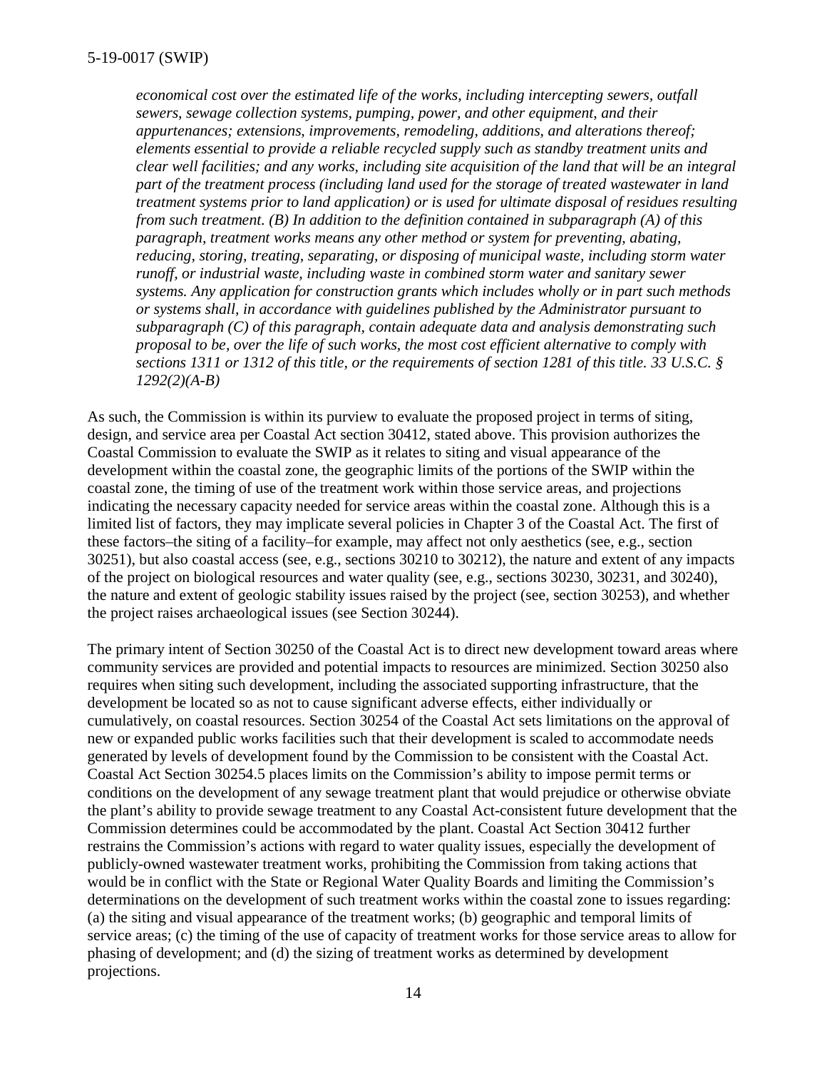*economical cost over the estimated life of the works, including intercepting sewers, outfall sewers, sewage collection systems, pumping, power, and other equipment, and their appurtenances; extensions, improvements, remodeling, additions, and alterations thereof; elements essential to provide a reliable recycled supply such as standby treatment units and clear well facilities; and any works, including site acquisition of the land that will be an integral part of the treatment process (including land used for the storage of treated wastewater in land treatment systems prior to land application) or is used for ultimate disposal of residues resulting from such treatment. (B) In addition to the definition contained in subparagraph (A) of this paragraph, treatment works means any other method or system for preventing, abating, reducing, storing, treating, separating, or disposing of municipal waste, including storm water runoff, or industrial waste, including waste in combined storm water and sanitary sewer systems. Any application for construction grants which includes wholly or in part such methods or systems shall, in accordance with guidelines published by the Administrator pursuant to subparagraph (C) of this paragraph, contain adequate data and analysis demonstrating such proposal to be, over the life of such works, the most cost efficient alternative to comply with sections 1311 or 1312 of this title, or the requirements of section 1281 of this title. 33 U.S.C. § 1292(2)(A-B)*

As such, the Commission is within its purview to evaluate the proposed project in terms of siting, design, and service area per Coastal Act section 30412, stated above. This provision authorizes the Coastal Commission to evaluate the SWIP as it relates to siting and visual appearance of the development within the coastal zone, the geographic limits of the portions of the SWIP within the coastal zone, the timing of use of the treatment work within those service areas, and projections indicating the necessary capacity needed for service areas within the coastal zone. Although this is a limited list of factors, they may implicate several policies in Chapter 3 of the Coastal Act. The first of these factors–the siting of a facility–for example, may affect not only aesthetics (see, e.g., section 30251), but also coastal access (see, e.g., sections 30210 to 30212), the nature and extent of any impacts of the project on biological resources and water quality (see, e.g., sections 30230, 30231, and 30240), the nature and extent of geologic stability issues raised by the project (see, section 30253), and whether the project raises archaeological issues (see Section 30244).

The primary intent of Section 30250 of the Coastal Act is to direct new development toward areas where community services are provided and potential impacts to resources are minimized. Section 30250 also requires when siting such development, including the associated supporting infrastructure, that the development be located so as not to cause significant adverse effects, either individually or cumulatively, on coastal resources. Section 30254 of the Coastal Act sets limitations on the approval of new or expanded public works facilities such that their development is scaled to accommodate needs generated by levels of development found by the Commission to be consistent with the Coastal Act. Coastal Act Section 30254.5 places limits on the Commission's ability to impose permit terms or conditions on the development of any sewage treatment plant that would prejudice or otherwise obviate the plant's ability to provide sewage treatment to any Coastal Act-consistent future development that the Commission determines could be accommodated by the plant. Coastal Act Section 30412 further restrains the Commission's actions with regard to water quality issues, especially the development of publicly-owned wastewater treatment works, prohibiting the Commission from taking actions that would be in conflict with the State or Regional Water Quality Boards and limiting the Commission's determinations on the development of such treatment works within the coastal zone to issues regarding: (a) the siting and visual appearance of the treatment works; (b) geographic and temporal limits of service areas; (c) the timing of the use of capacity of treatment works for those service areas to allow for phasing of development; and (d) the sizing of treatment works as determined by development projections.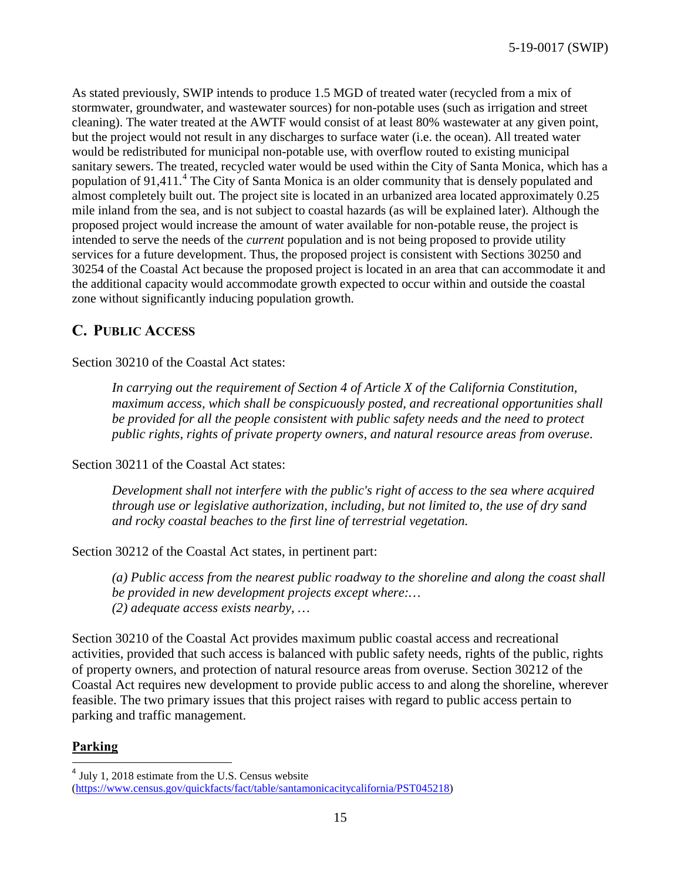As stated previously, SWIP intends to produce 1.5 MGD of treated water (recycled from a mix of stormwater, groundwater, and wastewater sources) for non-potable uses (such as irrigation and street cleaning). The water treated at the AWTF would consist of at least 80% wastewater at any given point, but the project would not result in any discharges to surface water (i.e. the ocean). All treated water would be redistributed for municipal non-potable use, with overflow routed to existing municipal sanitary sewers. The treated, recycled water would be used within the City of Santa Monica, which has a population of 91,411.[4] The City of Santa Monica is an older community that is densely populated and almost completely built out. The project site is located in an urbanized area located approximately 0.25 mile inland from the sea, and is not subject to coastal hazards (as will be explained later). Although the proposed project would increase the amount of water available for non-potable reuse, the project is intended to serve the needs of the *current* population and is not being proposed to provide utility services for a future development. Thus, the proposed project is consistent with Sections 30250 and 30254 of the Coastal Act because the proposed project is located in an area that can accommodate it and the additional capacity would accommodate growth expected to occur within and outside the coastal zone without significantly inducing population growth.

## C. PUBLIC ACCESS

Section 30210 of the Coastal Act states:

> *In carrying out the requirement of Section 4 of Article X of the California Constitution, maximum access, which shall be conspicuously posted, and recreational opportunities shall be provided for all the people consistent with public safety needs and the need to protect public rights, rights of private property owners, and natural resource areas from overuse.*

Section 30211 of the Coastal Act states:

> *Development shall not interfere with the public's right of access to the sea where acquired through use or legislative authorization, including, but not limited to, the use of dry sand and rocky coastal beaches to the first line of terrestrial vegetation.*

Section 30212 of the Coastal Act states, in pertinent part:

> *(a) Public access from the nearest public roadway to the shoreline and along the coast shall be provided in new development projects except where:…*
> *(2) adequate access exists nearby, …*

Section 30210 of the Coastal Act provides maximum public coastal access and recreational activities, provided that such access is balanced with public safety needs, rights of the public, rights of property owners, and protection of natural resource areas from overuse. Section 30212 of the Coastal Act requires new development to provide public access to and along the shoreline, wherever feasible. The two primary issues that this project raises with regard to public access pertain to parking and traffic management.

**Parking**

[4] July 1, 2018 estimate from the U.S. Census website (https://www.census.gov/quickfacts/fact/table/santamonicacitycalifornia/PST045218)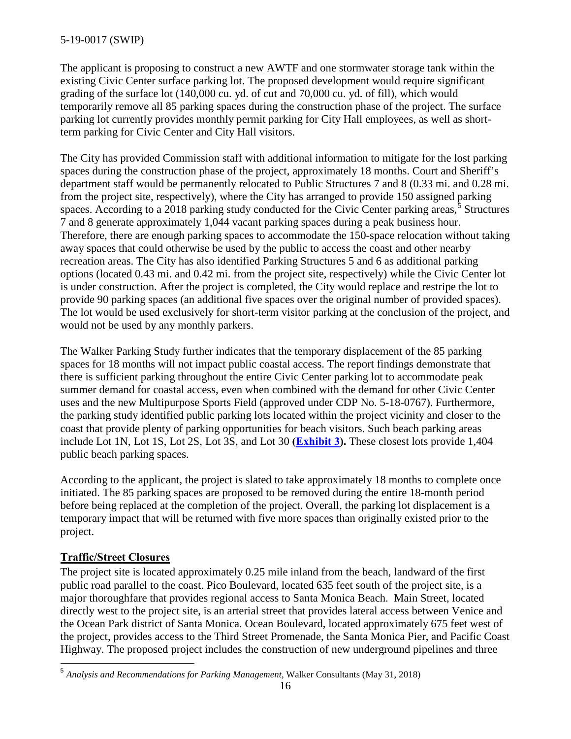The applicant is proposing to construct a new AWTF and one stormwater storage tank within the existing Civic Center surface parking lot. The proposed development would require significant grading of the surface lot (140,000 cu. yd. of cut and 70,000 cu. yd. of fill), which would temporarily remove all 85 parking spaces during the construction phase of the project. The surface parking lot currently provides monthly permit parking for City Hall employees, as well as short-term parking for Civic Center and City Hall visitors.

The City has provided Commission staff with additional information to mitigate for the lost parking spaces during the construction phase of the project, approximately 18 months. Court and Sheriff's department staff would be permanently relocated to Public Structures 7 and 8 (0.33 mi. and 0.28 mi. from the project site, respectively), where the City has arranged to provide 150 assigned parking spaces. According to a 2018 parking study conducted for the Civic Center parking areas,[5] Structures 7 and 8 generate approximately 1,044 vacant parking spaces during a peak business hour. Therefore, there are enough parking spaces to accommodate the 150-space relocation without taking away spaces that could otherwise be used by the public to access the coast and other nearby recreation areas. The City has also identified Parking Structures 5 and 6 as additional parking options (located 0.43 mi. and 0.42 mi. from the project site, respectively) while the Civic Center lot is under construction. After the project is completed, the City would replace and restripe the lot to provide 90 parking spaces (an additional five spaces over the original number of provided spaces). The lot would be used exclusively for short-term visitor parking at the conclusion of the project, and would not be used by any monthly parkers.

The Walker Parking Study further indicates that the temporary displacement of the 85 parking spaces for 18 months will not impact public coastal access. The report findings demonstrate that there is sufficient parking throughout the entire Civic Center parking lot to accommodate peak summer demand for coastal access, even when combined with the demand for other Civic Center uses and the new Multipurpose Sports Field (approved under CDP No. 5-18-0767). Furthermore, the parking study identified public parking lots located within the project vicinity and closer to the coast that provide plenty of parking opportunities for beach visitors. Such beach parking areas include Lot 1N, Lot 1S, Lot 2S, Lot 3S, and Lot 30 **(Exhibit 3).** These closest lots provide 1,404 public beach parking spaces.

According to the applicant, the project is slated to take approximately 18 months to complete once initiated. The 85 parking spaces are proposed to be removed during the entire 18-month period before being replaced at the completion of the project. Overall, the parking lot displacement is a temporary impact that will be returned with five more spaces than originally existed prior to the project.

### Traffic/Street Closures

The project site is located approximately 0.25 mile inland from the beach, landward of the first public road parallel to the coast. Pico Boulevard, located 635 feet south of the project site, is a major thoroughfare that provides regional access to Santa Monica Beach. Main Street, located directly west to the project site, is an arterial street that provides lateral access between Venice and the Ocean Park district of Santa Monica. Ocean Boulevard, located approximately 675 feet west of the project, provides access to the Third Street Promenade, the Santa Monica Pier, and Pacific Coast Highway. The proposed project includes the construction of new underground pipelines and three

---

[5] *Analysis and Recommendations for Parking Management,* Walker Consultants (May 31, 2018)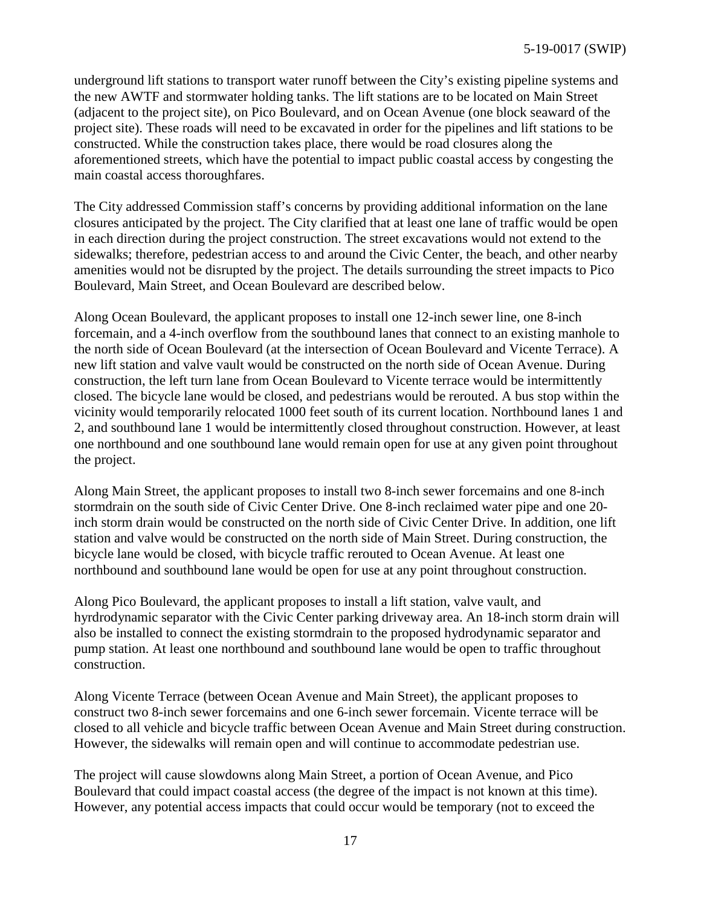underground lift stations to transport water runoff between the City's existing pipeline systems and the new AWTF and stormwater holding tanks. The lift stations are to be located on Main Street (adjacent to the project site), on Pico Boulevard, and on Ocean Avenue (one block seaward of the project site). These roads will need to be excavated in order for the pipelines and lift stations to be constructed. While the construction takes place, there would be road closures along the aforementioned streets, which have the potential to impact public coastal access by congesting the main coastal access thoroughfares.

The City addressed Commission staff's concerns by providing additional information on the lane closures anticipated by the project. The City clarified that at least one lane of traffic would be open in each direction during the project construction. The street excavations would not extend to the sidewalks; therefore, pedestrian access to and around the Civic Center, the beach, and other nearby amenities would not be disrupted by the project. The details surrounding the street impacts to Pico Boulevard, Main Street, and Ocean Boulevard are described below.

Along Ocean Boulevard, the applicant proposes to install one 12-inch sewer line, one 8-inch forcemain, and a 4-inch overflow from the southbound lanes that connect to an existing manhole to the north side of Ocean Boulevard (at the intersection of Ocean Boulevard and Vicente Terrace). A new lift station and valve vault would be constructed on the north side of Ocean Avenue. During construction, the left turn lane from Ocean Boulevard to Vicente terrace would be intermittently closed. The bicycle lane would be closed, and pedestrians would be rerouted. A bus stop within the vicinity would temporarily relocated 1000 feet south of its current location. Northbound lanes 1 and 2, and southbound lane 1 would be intermittently closed throughout construction. However, at least one northbound and one southbound lane would remain open for use at any given point throughout the project.

Along Main Street, the applicant proposes to install two 8-inch sewer forcemains and one 8-inch stormdrain on the south side of Civic Center Drive. One 8-inch reclaimed water pipe and one 20-inch storm drain would be constructed on the north side of Civic Center Drive. In addition, one lift station and valve would be constructed on the north side of Main Street. During construction, the bicycle lane would be closed, with bicycle traffic rerouted to Ocean Avenue. At least one northbound and southbound lane would be open for use at any point throughout construction.

Along Pico Boulevard, the applicant proposes to install a lift station, valve vault, and hyrdrodynamic separator with the Civic Center parking driveway area. An 18-inch storm drain will also be installed to connect the existing stormdrain to the proposed hydrodynamic separator and pump station. At least one northbound and southbound lane would be open to traffic throughout construction.

Along Vicente Terrace (between Ocean Avenue and Main Street), the applicant proposes to construct two 8-inch sewer forcemains and one 6-inch sewer forcemain. Vicente terrace will be closed to all vehicle and bicycle traffic between Ocean Avenue and Main Street during construction. However, the sidewalks will remain open and will continue to accommodate pedestrian use.

The project will cause slowdowns along Main Street, a portion of Ocean Avenue, and Pico Boulevard that could impact coastal access (the degree of the impact is not known at this time). However, any potential access impacts that could occur would be temporary (not to exceed the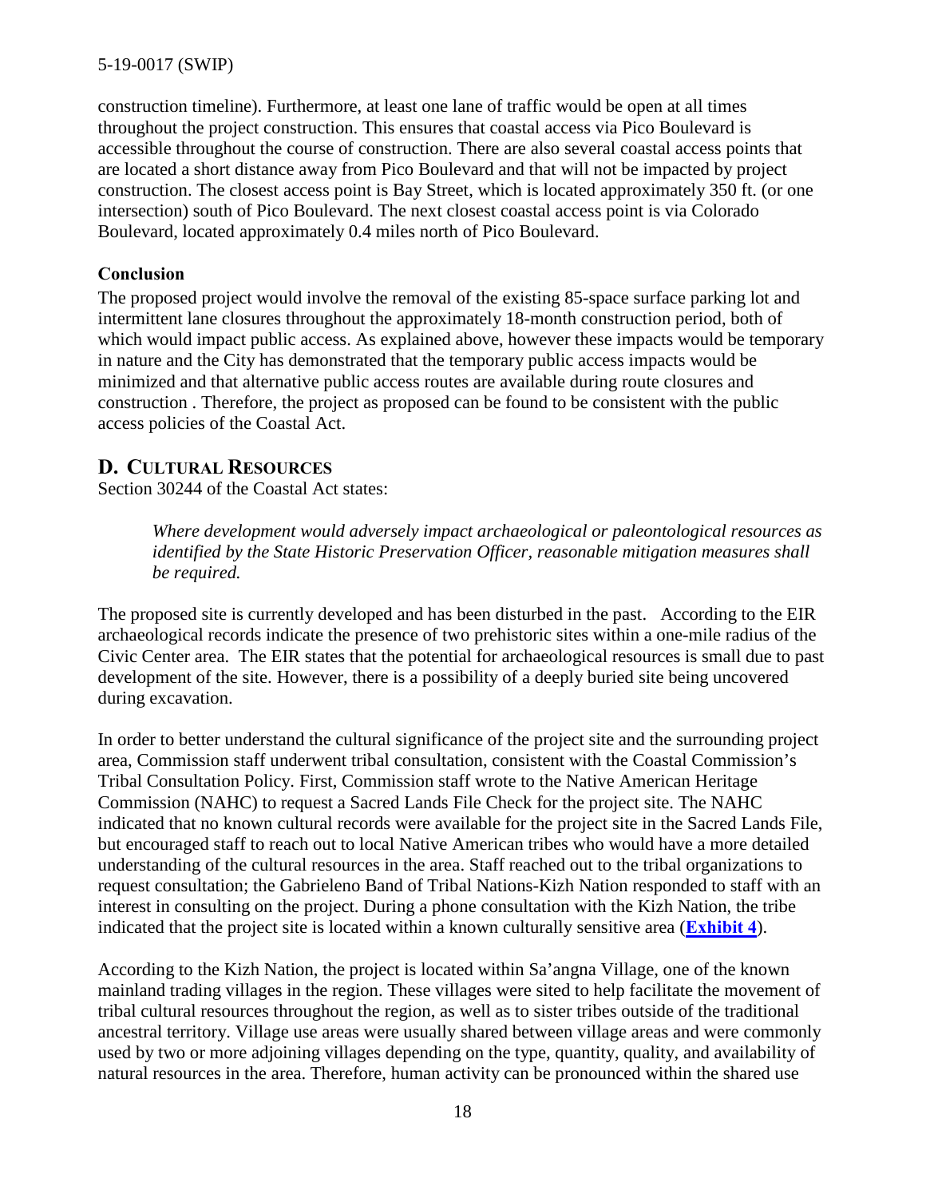construction timeline). Furthermore, at least one lane of traffic would be open at all times throughout the project construction. This ensures that coastal access via Pico Boulevard is accessible throughout the course of construction. There are also several coastal access points that are located a short distance away from Pico Boulevard and that will not be impacted by project construction. The closest access point is Bay Street, which is located approximately 350 ft. (or one intersection) south of Pico Boulevard. The next closest coastal access point is via Colorado Boulevard, located approximately 0.4 miles north of Pico Boulevard.

**Conclusion**

The proposed project would involve the removal of the existing 85-space surface parking lot and intermittent lane closures throughout the approximately 18-month construction period, both of which would impact public access. As explained above, however these impacts would be temporary in nature and the City has demonstrated that the temporary public access impacts would be minimized and that alternative public access routes are available during route closures and construction . Therefore, the project as proposed can be found to be consistent with the public access policies of the Coastal Act.

## D. CULTURAL RESOURCES

Section 30244 of the Coastal Act states:

> *Where development would adversely impact archaeological or paleontological resources as identified by the State Historic Preservation Officer, reasonable mitigation measures shall be required.*

The proposed site is currently developed and has been disturbed in the past. According to the EIR archaeological records indicate the presence of two prehistoric sites within a one-mile radius of the Civic Center area. The EIR states that the potential for archaeological resources is small due to past development of the site. However, there is a possibility of a deeply buried site being uncovered during excavation.

In order to better understand the cultural significance of the project site and the surrounding project area, Commission staff underwent tribal consultation, consistent with the Coastal Commission's Tribal Consultation Policy. First, Commission staff wrote to the Native American Heritage Commission (NAHC) to request a Sacred Lands File Check for the project site. The NAHC indicated that no known cultural records were available for the project site in the Sacred Lands File, but encouraged staff to reach out to local Native American tribes who would have a more detailed understanding of the cultural resources in the area. Staff reached out to the tribal organizations to request consultation; the Gabrieleno Band of Tribal Nations-Kizh Nation responded to staff with an interest in consulting on the project. During a phone consultation with the Kizh Nation, the tribe indicated that the project site is located within a known culturally sensitive area (**Exhibit 4**).

According to the Kizh Nation, the project is located within Sa'angna Village, one of the known mainland trading villages in the region. These villages were sited to help facilitate the movement of tribal cultural resources throughout the region, as well as to sister tribes outside of the traditional ancestral territory. Village use areas were usually shared between village areas and were commonly used by two or more adjoining villages depending on the type, quantity, quality, and availability of natural resources in the area. Therefore, human activity can be pronounced within the shared use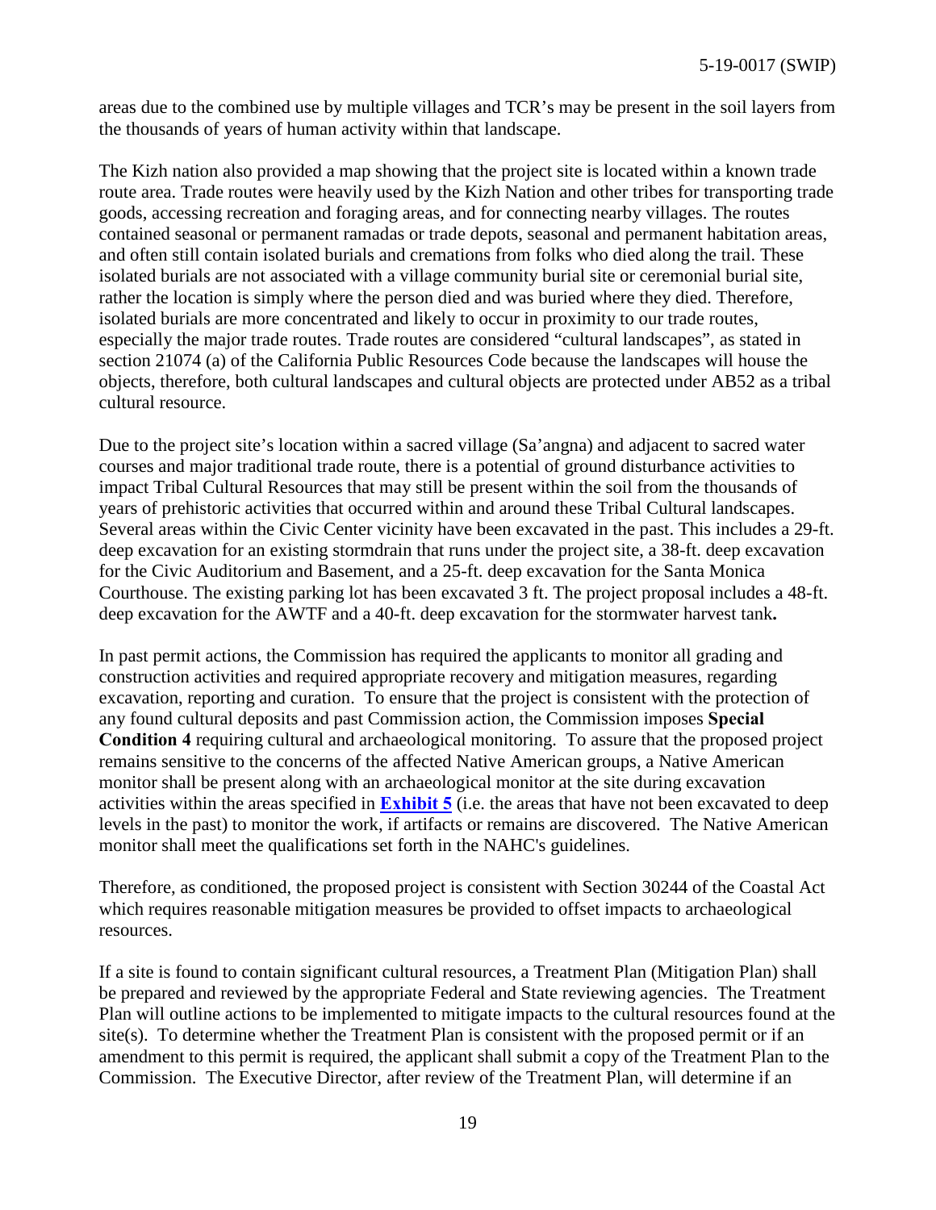areas due to the combined use by multiple villages and TCR's may be present in the soil layers from the thousands of years of human activity within that landscape.

The Kizh nation also provided a map showing that the project site is located within a known trade route area. Trade routes were heavily used by the Kizh Nation and other tribes for transporting trade goods, accessing recreation and foraging areas, and for connecting nearby villages. The routes contained seasonal or permanent ramadas or trade depots, seasonal and permanent habitation areas, and often still contain isolated burials and cremations from folks who died along the trail. These isolated burials are not associated with a village community burial site or ceremonial burial site, rather the location is simply where the person died and was buried where they died. Therefore, isolated burials are more concentrated and likely to occur in proximity to our trade routes, especially the major trade routes. Trade routes are considered "cultural landscapes", as stated in section 21074 (a) of the California Public Resources Code because the landscapes will house the objects, therefore, both cultural landscapes and cultural objects are protected under AB52 as a tribal cultural resource.

Due to the project site's location within a sacred village (Sa'angna) and adjacent to sacred water courses and major traditional trade route, there is a potential of ground disturbance activities to impact Tribal Cultural Resources that may still be present within the soil from the thousands of years of prehistoric activities that occurred within and around these Tribal Cultural landscapes. Several areas within the Civic Center vicinity have been excavated in the past. This includes a 29-ft. deep excavation for an existing stormdrain that runs under the project site, a 38-ft. deep excavation for the Civic Auditorium and Basement, and a 25-ft. deep excavation for the Santa Monica Courthouse. The existing parking lot has been excavated 3 ft. The project proposal includes a 48-ft. deep excavation for the AWTF and a 40-ft. deep excavation for the stormwater harvest tank**.**

In past permit actions, the Commission has required the applicants to monitor all grading and construction activities and required appropriate recovery and mitigation measures, regarding excavation, reporting and curation. To ensure that the project is consistent with the protection of any found cultural deposits and past Commission action, the Commission imposes **Special Condition 4** requiring cultural and archaeological monitoring. To assure that the proposed project remains sensitive to the concerns of the affected Native American groups, a Native American monitor shall be present along with an archaeological monitor at the site during excavation activities within the areas specified in **Exhibit 5** (i.e. the areas that have not been excavated to deep levels in the past) to monitor the work, if artifacts or remains are discovered. The Native American monitor shall meet the qualifications set forth in the NAHC's guidelines.

Therefore, as conditioned, the proposed project is consistent with Section 30244 of the Coastal Act which requires reasonable mitigation measures be provided to offset impacts to archaeological resources.

If a site is found to contain significant cultural resources, a Treatment Plan (Mitigation Plan) shall be prepared and reviewed by the appropriate Federal and State reviewing agencies. The Treatment Plan will outline actions to be implemented to mitigate impacts to the cultural resources found at the site(s). To determine whether the Treatment Plan is consistent with the proposed permit or if an amendment to this permit is required, the applicant shall submit a copy of the Treatment Plan to the Commission. The Executive Director, after review of the Treatment Plan, will determine if an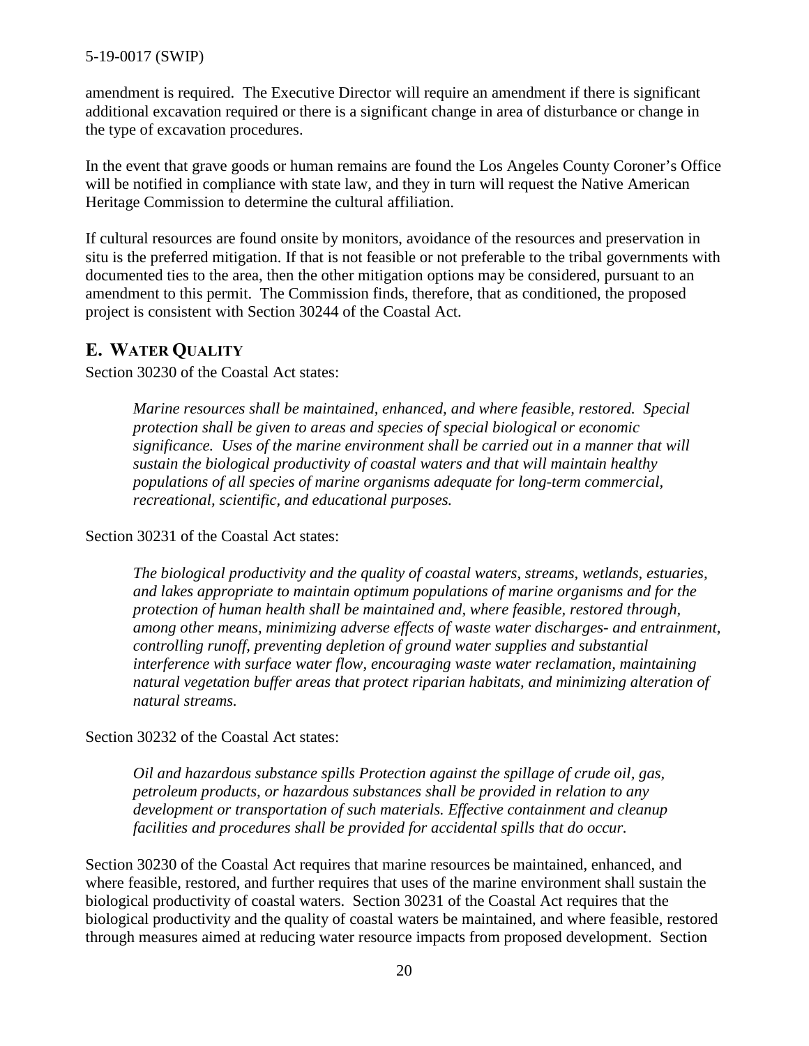amendment is required. The Executive Director will require an amendment if there is significant additional excavation required or there is a significant change in area of disturbance or change in the type of excavation procedures.

In the event that grave goods or human remains are found the Los Angeles County Coroner's Office will be notified in compliance with state law, and they in turn will request the Native American Heritage Commission to determine the cultural affiliation.

If cultural resources are found onsite by monitors, avoidance of the resources and preservation in situ is the preferred mitigation. If that is not feasible or not preferable to the tribal governments with documented ties to the area, then the other mitigation options may be considered, pursuant to an amendment to this permit. The Commission finds, therefore, that as conditioned, the proposed project is consistent with Section 30244 of the Coastal Act.

## E. Water Quality

Section 30230 of the Coastal Act states:

> *Marine resources shall be maintained, enhanced, and where feasible, restored. Special protection shall be given to areas and species of special biological or economic significance. Uses of the marine environment shall be carried out in a manner that will sustain the biological productivity of coastal waters and that will maintain healthy populations of all species of marine organisms adequate for long-term commercial, recreational, scientific, and educational purposes.*

Section 30231 of the Coastal Act states:

> *The biological productivity and the quality of coastal waters, streams, wetlands, estuaries, and lakes appropriate to maintain optimum populations of marine organisms and for the protection of human health shall be maintained and, where feasible, restored through, among other means, minimizing adverse effects of waste water discharges- and entrainment, controlling runoff, preventing depletion of ground water supplies and substantial interference with surface water flow, encouraging waste water reclamation, maintaining natural vegetation buffer areas that protect riparian habitats, and minimizing alteration of natural streams.*

Section 30232 of the Coastal Act states:

> *Oil and hazardous substance spills Protection against the spillage of crude oil, gas, petroleum products, or hazardous substances shall be provided in relation to any development or transportation of such materials. Effective containment and cleanup facilities and procedures shall be provided for accidental spills that do occur.*

Section 30230 of the Coastal Act requires that marine resources be maintained, enhanced, and where feasible, restored, and further requires that uses of the marine environment shall sustain the biological productivity of coastal waters. Section 30231 of the Coastal Act requires that the biological productivity and the quality of coastal waters be maintained, and where feasible, restored through measures aimed at reducing water resource impacts from proposed development. Section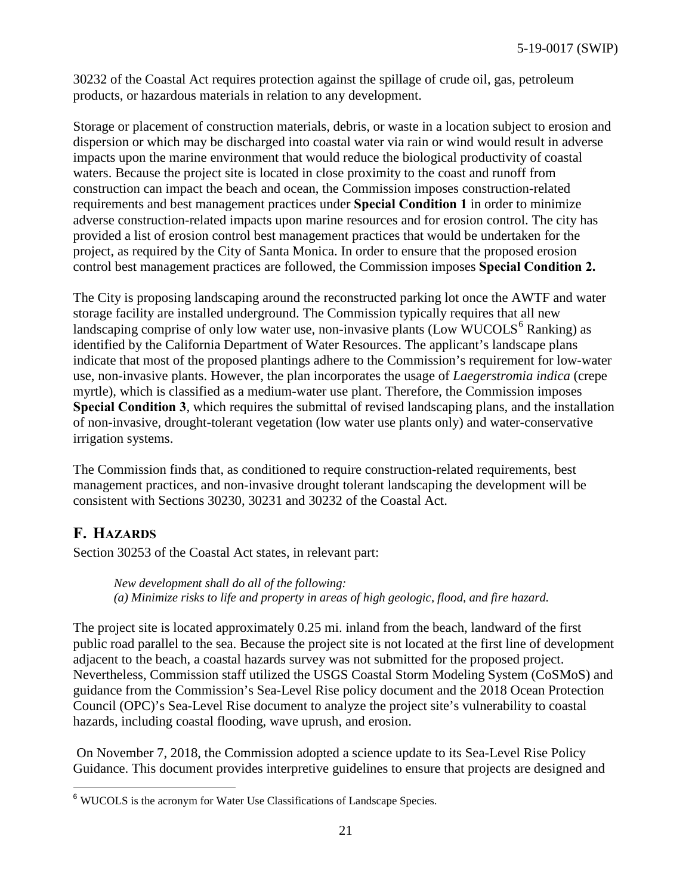30232 of the Coastal Act requires protection against the spillage of crude oil, gas, petroleum products, or hazardous materials in relation to any development.

Storage or placement of construction materials, debris, or waste in a location subject to erosion and dispersion or which may be discharged into coastal water via rain or wind would result in adverse impacts upon the marine environment that would reduce the biological productivity of coastal waters. Because the project site is located in close proximity to the coast and runoff from construction can impact the beach and ocean, the Commission imposes construction-related requirements and best management practices under **Special Condition 1** in order to minimize adverse construction-related impacts upon marine resources and for erosion control. The city has provided a list of erosion control best management practices that would be undertaken for the project, as required by the City of Santa Monica. In order to ensure that the proposed erosion control best management practices are followed, the Commission imposes **Special Condition 2.**

The City is proposing landscaping around the reconstructed parking lot once the AWTF and water storage facility are installed underground. The Commission typically requires that all new landscaping comprise of only low water use, non-invasive plants (Low WUCOLS[6] Ranking) as identified by the California Department of Water Resources. The applicant's landscape plans indicate that most of the proposed plantings adhere to the Commission's requirement for low-water use, non-invasive plants. However, the plan incorporates the usage of *Laegerstromia indica* (crepe myrtle), which is classified as a medium-water use plant. Therefore, the Commission imposes **Special Condition 3**, which requires the submittal of revised landscaping plans, and the installation of non-invasive, drought-tolerant vegetation (low water use plants only) and water-conservative irrigation systems.

The Commission finds that, as conditioned to require construction-related requirements, best management practices, and non-invasive drought tolerant landscaping the development will be consistent with Sections 30230, 30231 and 30232 of the Coastal Act.

## F. HAZARDS

Section 30253 of the Coastal Act states, in relevant part:

> *New development shall do all of the following:*
> *(a) Minimize risks to life and property in areas of high geologic, flood, and fire hazard.*

The project site is located approximately 0.25 mi. inland from the beach, landward of the first public road parallel to the sea. Because the project site is not located at the first line of development adjacent to the beach, a coastal hazards survey was not submitted for the proposed project. Nevertheless, Commission staff utilized the USGS Coastal Storm Modeling System (CoSMoS) and guidance from the Commission's Sea-Level Rise policy document and the 2018 Ocean Protection Council (OPC)'s Sea-Level Rise document to analyze the project site's vulnerability to coastal hazards, including coastal flooding, wave uprush, and erosion.

On November 7, 2018, the Commission adopted a science update to its Sea-Level Rise Policy Guidance. This document provides interpretive guidelines to ensure that projects are designed and

---

[6] WUCOLS is the acronym for Water Use Classifications of Landscape Species.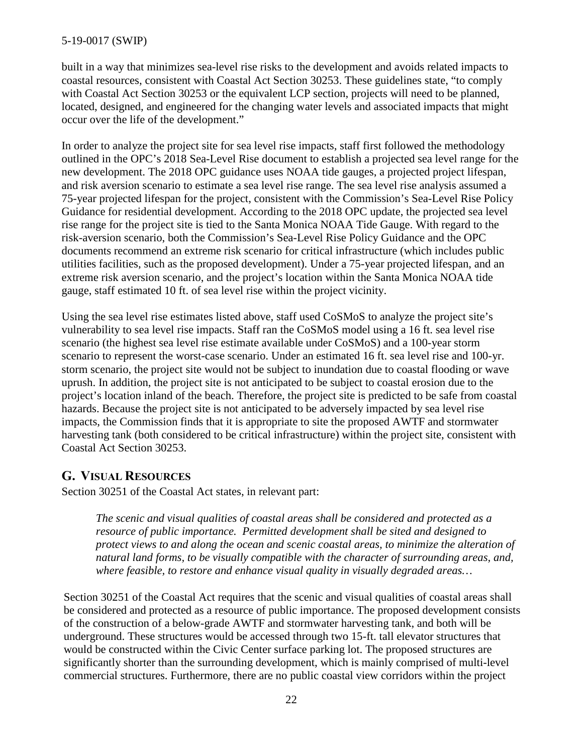built in a way that minimizes sea-level rise risks to the development and avoids related impacts to coastal resources, consistent with Coastal Act Section 30253. These guidelines state, "to comply with Coastal Act Section 30253 or the equivalent LCP section, projects will need to be planned, located, designed, and engineered for the changing water levels and associated impacts that might occur over the life of the development."

In order to analyze the project site for sea level rise impacts, staff first followed the methodology outlined in the OPC's 2018 Sea-Level Rise document to establish a projected sea level range for the new development. The 2018 OPC guidance uses NOAA tide gauges, a projected project lifespan, and risk aversion scenario to estimate a sea level rise range. The sea level rise analysis assumed a 75-year projected lifespan for the project, consistent with the Commission's Sea-Level Rise Policy Guidance for residential development. According to the 2018 OPC update, the projected sea level rise range for the project site is tied to the Santa Monica NOAA Tide Gauge. With regard to the risk-aversion scenario, both the Commission's Sea-Level Rise Policy Guidance and the OPC documents recommend an extreme risk scenario for critical infrastructure (which includes public utilities facilities, such as the proposed development). Under a 75-year projected lifespan, and an extreme risk aversion scenario, and the project's location within the Santa Monica NOAA tide gauge, staff estimated 10 ft. of sea level rise within the project vicinity.

Using the sea level rise estimates listed above, staff used CoSMoS to analyze the project site's vulnerability to sea level rise impacts. Staff ran the CoSMoS model using a 16 ft. sea level rise scenario (the highest sea level rise estimate available under CoSMoS) and a 100-year storm scenario to represent the worst-case scenario. Under an estimated 16 ft. sea level rise and 100-yr. storm scenario, the project site would not be subject to inundation due to coastal flooding or wave uprush. In addition, the project site is not anticipated to be subject to coastal erosion due to the project's location inland of the beach. Therefore, the project site is predicted to be safe from coastal hazards. Because the project site is not anticipated to be adversely impacted by sea level rise impacts, the Commission finds that it is appropriate to site the proposed AWTF and stormwater harvesting tank (both considered to be critical infrastructure) within the project site, consistent with Coastal Act Section 30253.

## G. Visual Resources

Section 30251 of the Coastal Act states, in relevant part:

> *The scenic and visual qualities of coastal areas shall be considered and protected as a resource of public importance. Permitted development shall be sited and designed to protect views to and along the ocean and scenic coastal areas, to minimize the alteration of natural land forms, to be visually compatible with the character of surrounding areas, and, where feasible, to restore and enhance visual quality in visually degraded areas…*

Section 30251 of the Coastal Act requires that the scenic and visual qualities of coastal areas shall be considered and protected as a resource of public importance. The proposed development consists of the construction of a below-grade AWTF and stormwater harvesting tank, and both will be underground. These structures would be accessed through two 15-ft. tall elevator structures that would be constructed within the Civic Center surface parking lot. The proposed structures are significantly shorter than the surrounding development, which is mainly comprised of multi-level commercial structures. Furthermore, there are no public coastal view corridors within the project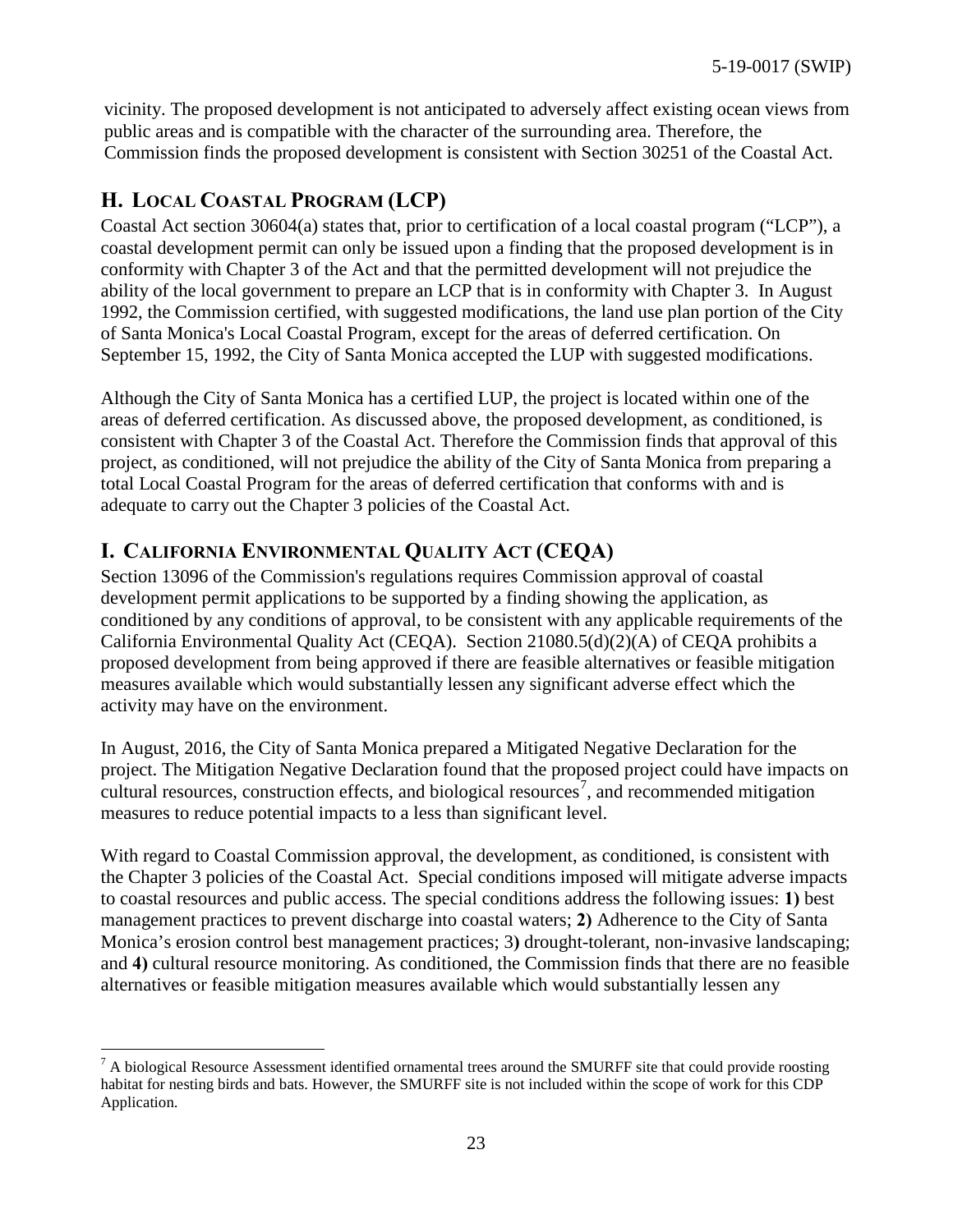vicinity. The proposed development is not anticipated to adversely affect existing ocean views from public areas and is compatible with the character of the surrounding area. Therefore, the Commission finds the proposed development is consistent with Section 30251 of the Coastal Act.

## H. LOCAL COASTAL PROGRAM (LCP)

Coastal Act section 30604(a) states that, prior to certification of a local coastal program ("LCP"), a coastal development permit can only be issued upon a finding that the proposed development is in conformity with Chapter 3 of the Act and that the permitted development will not prejudice the ability of the local government to prepare an LCP that is in conformity with Chapter 3. In August 1992, the Commission certified, with suggested modifications, the land use plan portion of the City of Santa Monica's Local Coastal Program, except for the areas of deferred certification. On September 15, 1992, the City of Santa Monica accepted the LUP with suggested modifications.

Although the City of Santa Monica has a certified LUP, the project is located within one of the areas of deferred certification. As discussed above, the proposed development, as conditioned, is consistent with Chapter 3 of the Coastal Act. Therefore the Commission finds that approval of this project, as conditioned, will not prejudice the ability of the City of Santa Monica from preparing a total Local Coastal Program for the areas of deferred certification that conforms with and is adequate to carry out the Chapter 3 policies of the Coastal Act.

## I. CALIFORNIA ENVIRONMENTAL QUALITY ACT (CEQA)

Section 13096 of the Commission's regulations requires Commission approval of coastal development permit applications to be supported by a finding showing the application, as conditioned by any conditions of approval, to be consistent with any applicable requirements of the California Environmental Quality Act (CEQA). Section 21080.5(d)(2)(A) of CEQA prohibits a proposed development from being approved if there are feasible alternatives or feasible mitigation measures available which would substantially lessen any significant adverse effect which the activity may have on the environment.

In August, 2016, the City of Santa Monica prepared a Mitigated Negative Declaration for the project. The Mitigation Negative Declaration found that the proposed project could have impacts on cultural resources, construction effects, and biological resources[7], and recommended mitigation measures to reduce potential impacts to a less than significant level.

With regard to Coastal Commission approval, the development, as conditioned, is consistent with the Chapter 3 policies of the Coastal Act. Special conditions imposed will mitigate adverse impacts to coastal resources and public access. The special conditions address the following issues: **1)** best management practices to prevent discharge into coastal waters; **2)** Adherence to the City of Santa Monica's erosion control best management practices; 3**)** drought-tolerant, non-invasive landscaping; and **4)** cultural resource monitoring. As conditioned, the Commission finds that there are no feasible alternatives or feasible mitigation measures available which would substantially lessen any

[7] A biological Resource Assessment identified ornamental trees around the SMURFF site that could provide roosting habitat for nesting birds and bats. However, the SMURFF site is not included within the scope of work for this CDP Application.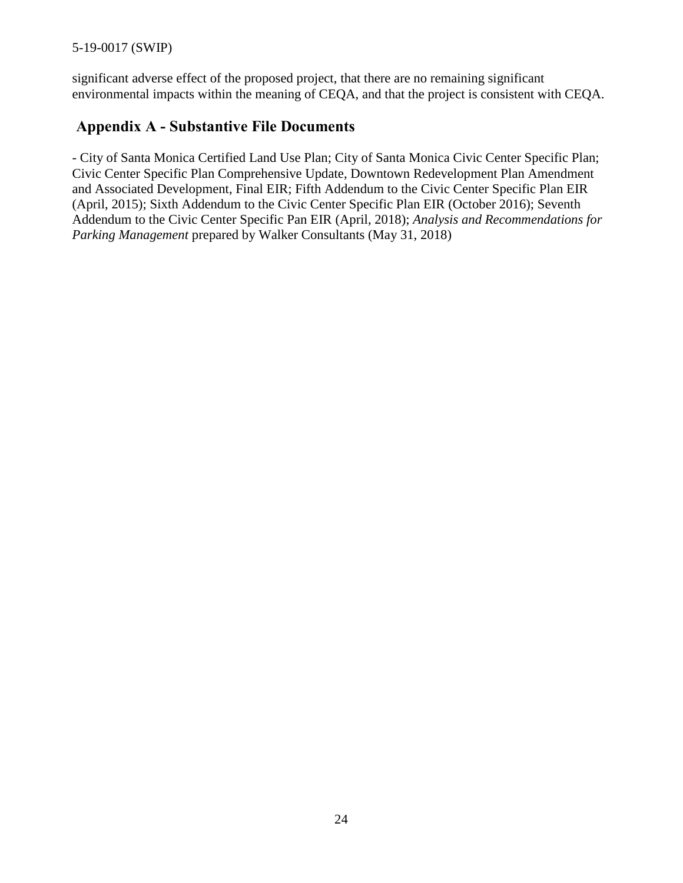significant adverse effect of the proposed project, that there are no remaining significant environmental impacts within the meaning of CEQA, and that the project is consistent with CEQA.

## Appendix A - Substantive File Documents

- City of Santa Monica Certified Land Use Plan; City of Santa Monica Civic Center Specific Plan; Civic Center Specific Plan Comprehensive Update, Downtown Redevelopment Plan Amendment and Associated Development, Final EIR; Fifth Addendum to the Civic Center Specific Plan EIR (April, 2015); Sixth Addendum to the Civic Center Specific Plan EIR (October 2016); Seventh Addendum to the Civic Center Specific Pan EIR (April, 2018); *Analysis and Recommendations for Parking Management* prepared by Walker Consultants (May 31, 2018)